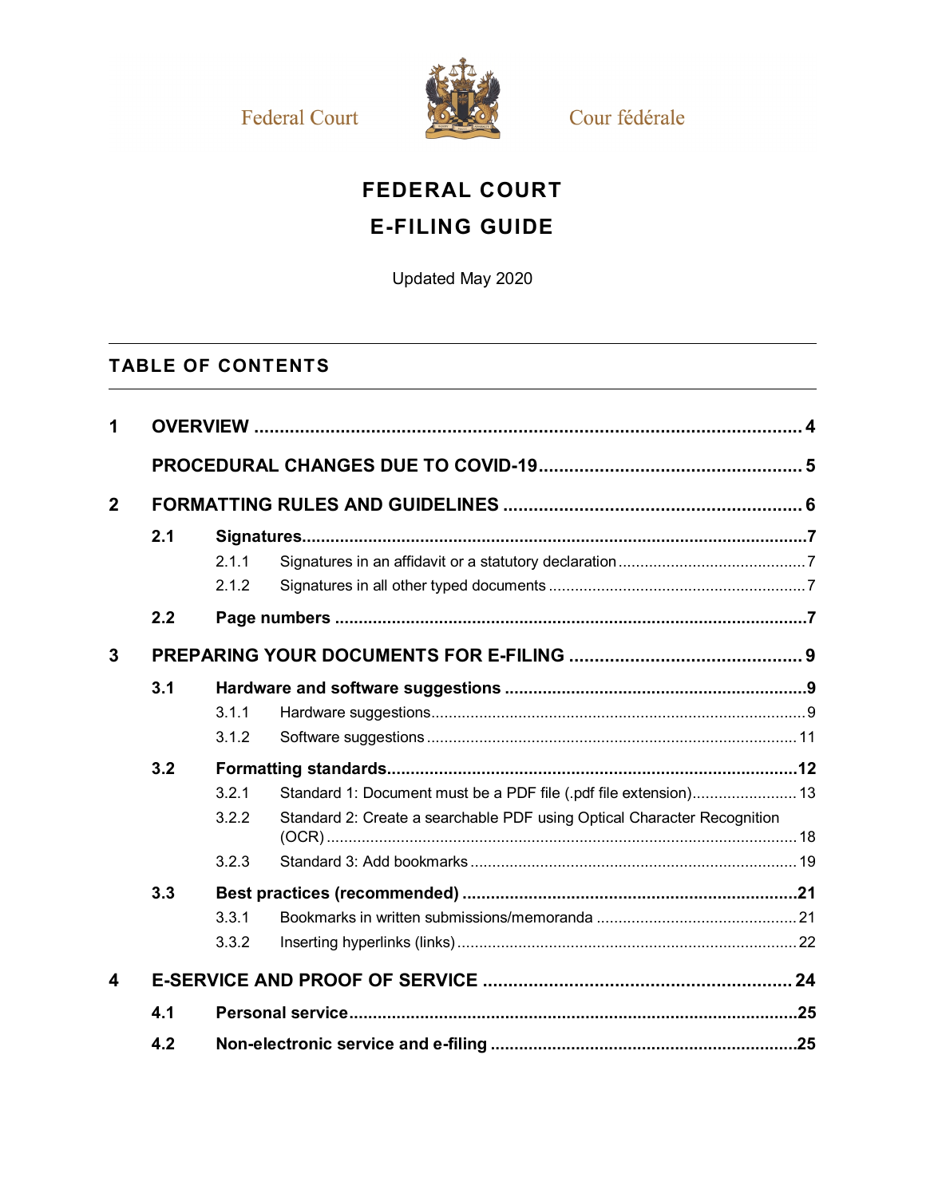Federal Court Cour fédérale

# FEDERAL COURT
# E-FILING GUIDE

Updated May 2020

## TABLE OF CONTENTS

| | | | | |
|---|---|---|---|---|
| **1** | **OVERVIEW** | | | **4** |
| | **PROCEDURAL CHANGES DUE TO COVID-19** | | | **5** |
| **2** | **FORMATTING RULES AND GUIDELINES** | | | **6** |
| | **2.1** | **Signatures** | | **7** |
| | | 2.1.1 | Signatures in an affidavit or a statutory declaration | 7 |
| | | 2.1.2 | Signatures in all other typed documents | 7 |
| | **2.2** | **Page numbers** | | **7** |
| **3** | **PREPARING YOUR DOCUMENTS FOR E-FILING** | | | **9** |
| | **3.1** | **Hardware and software suggestions** | | **9** |
| | | 3.1.1 | Hardware suggestions | 9 |
| | | 3.1.2 | Software suggestions | 11 |
| | **3.2** | **Formatting standards** | | **12** |
| | | 3.2.1 | Standard 1: Document must be a PDF file (.pdf file extension) | 13 |
| | | 3.2.2 | Standard 2: Create a searchable PDF using Optical Character Recognition (OCR) | 18 |
| | | 3.2.3 | Standard 3: Add bookmarks | 19 |
| | **3.3** | **Best practices (recommended)** | | **21** |
| | | 3.3.1 | Bookmarks in written submissions/memoranda | 21 |
| | | 3.3.2 | Inserting hyperlinks (links) | 22 |
| **4** | **E-SERVICE AND PROOF OF SERVICE** | | | **24** |
| | **4.1** | **Personal service** | | **25** |
| | **4.2** | **Non-electronic service and e-filing** | | **25** |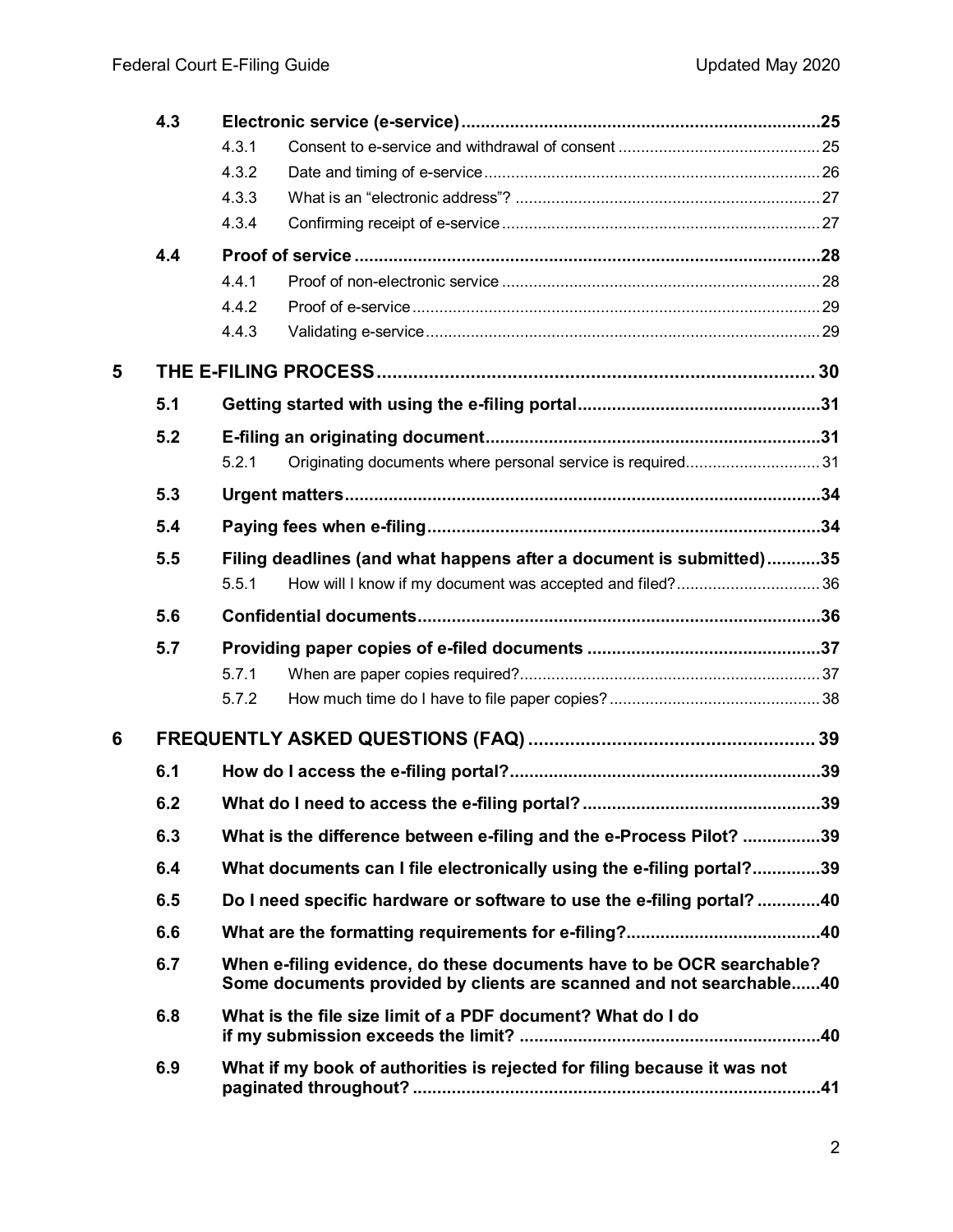| | | | |
|---|---|---|---|
| | **4.3** | **Electronic service (e-service)** | **25** |
| | | 4.3.1 Consent to e-service and withdrawal of consent | 25 |
| | | 4.3.2 Date and timing of e-service | 26 |
| | | 4.3.3 What is an "electronic address"? | 27 |
| | | 4.3.4 Confirming receipt of e-service | 27 |
| | **4.4** | **Proof of service** | **28** |
| | | 4.4.1 Proof of non-electronic service | 28 |
| | | 4.4.2 Proof of e-service | 29 |
| | | 4.4.3 Validating e-service | 29 |
| **5** | | **THE E-FILING PROCESS** | **30** |
| | **5.1** | **Getting started with using the e-filing portal** | **31** |
| | **5.2** | **E-filing an originating document** | **31** |
| | | 5.2.1 Originating documents where personal service is required | 31 |
| | **5.3** | **Urgent matters** | **34** |
| | **5.4** | **Paying fees when e-filing** | **34** |
| | **5.5** | **Filing deadlines (and what happens after a document is submitted)** | **35** |
| | | 5.5.1 How will I know if my document was accepted and filed? | 36 |
| | **5.6** | **Confidential documents** | **36** |
| | **5.7** | **Providing paper copies of e-filed documents** | **37** |
| | | 5.7.1 When are paper copies required? | 37 |
| | | 5.7.2 How much time do I have to file paper copies? | 38 |
| **6** | | **FREQUENTLY ASKED QUESTIONS (FAQ)** | **39** |
| | **6.1** | **How do I access the e-filing portal?** | **39** |
| | **6.2** | **What do I need to access the e-filing portal?** | **39** |
| | **6.3** | **What is the difference between e-filing and the e-Process Pilot?** | **39** |
| | **6.4** | **What documents can I file electronically using the e-filing portal?** | **39** |
| | **6.5** | **Do I need specific hardware or software to use the e-filing portal?** | **40** |
| | **6.6** | **What are the formatting requirements for e-filing?** | **40** |
| | **6.7** | **When e-filing evidence, do these documents have to be OCR searchable? Some documents provided by clients are scanned and not searchable** | **40** |
| | **6.8** | **What is the file size limit of a PDF document? What do I do if my submission exceeds the limit?** | **40** |
| | **6.9** | **What if my book of authorities is rejected for filing because it was not paginated throughout?** | **41** |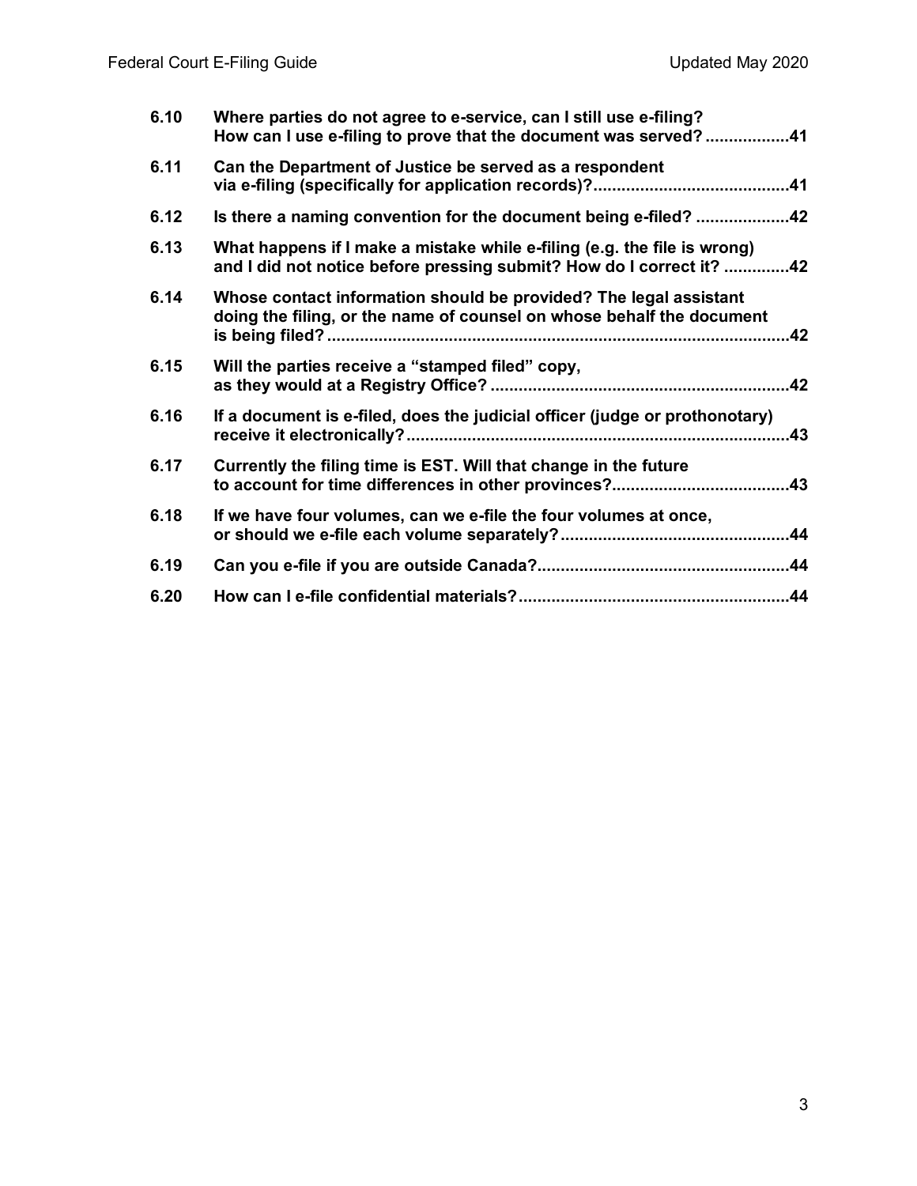| | | |
|---|---|---|
| **6.10** | **Where parties do not agree to e-service, can I still use e-filing? How can I use e-filing to prove that the document was served?** | **41** |
| **6.11** | **Can the Department of Justice be served as a respondent via e-filing (specifically for application records)?** | **41** |
| **6.12** | **Is there a naming convention for the document being e-filed?** | **42** |
| **6.13** | **What happens if I make a mistake while e-filing (e.g. the file is wrong) and I did not notice before pressing submit? How do I correct it?** | **42** |
| **6.14** | **Whose contact information should be provided? The legal assistant doing the filing, or the name of counsel on whose behalf the document is being filed?** | **42** |
| **6.15** | **Will the parties receive a "stamped filed" copy, as they would at a Registry Office?** | **42** |
| **6.16** | **If a document is e-filed, does the judicial officer (judge or prothonotary) receive it electronically?** | **43** |
| **6.17** | **Currently the filing time is EST. Will that change in the future to account for time differences in other provinces?** | **43** |
| **6.18** | **If we have four volumes, can we e-file the four volumes at once, or should we e-file each volume separately?** | **44** |
| **6.19** | **Can you e-file if you are outside Canada?** | **44** |
| **6.20** | **How can I e-file confidential materials?** | **44** |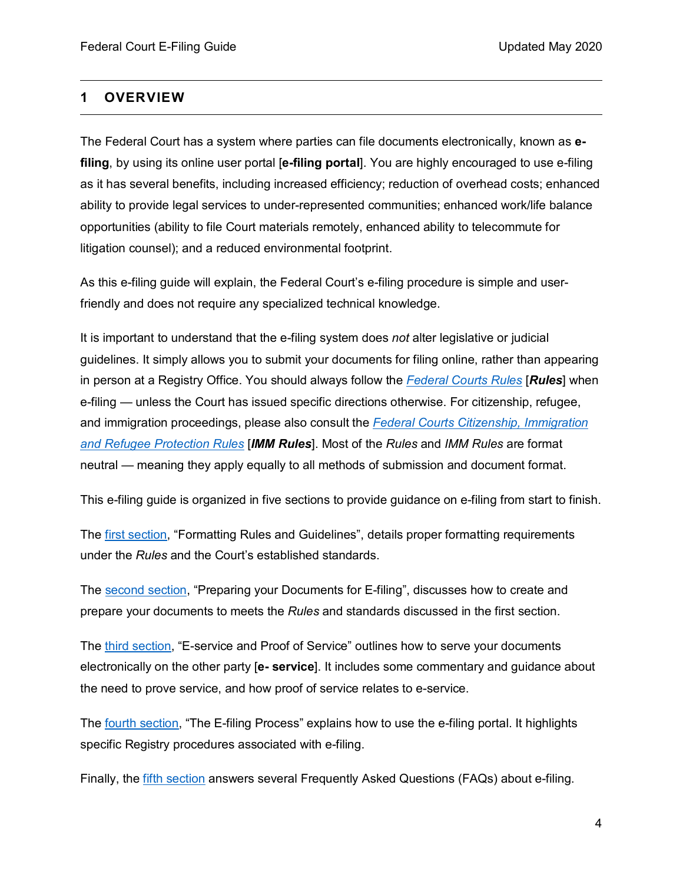## 1 OVERVIEW

The Federal Court has a system where parties can file documents electronically, known as **e-filing**, by using its online user portal [**e-filing portal**]. You are highly encouraged to use e-filing as it has several benefits, including increased efficiency; reduction of overhead costs; enhanced ability to provide legal services to under-represented communities; enhanced work/life balance opportunities (ability to file Court materials remotely, enhanced ability to telecommute for litigation counsel); and a reduced environmental footprint.

As this e-filing guide will explain, the Federal Court's e-filing procedure is simple and user-friendly and does not require any specialized technical knowledge.

It is important to understand that the e-filing system does *not* alter legislative or judicial guidelines. It simply allows you to submit your documents for filing online, rather than appearing in person at a Registry Office. You should always follow the *Federal Courts Rules* [***Rules***] when e-filing — unless the Court has issued specific directions otherwise. For citizenship, refugee, and immigration proceedings, please also consult the *Federal Courts Citizenship, Immigration and Refugee Protection Rules* [***IMM Rules***]. Most of the *Rules* and *IMM Rules* are format neutral — meaning they apply equally to all methods of submission and document format.

This e-filing guide is organized in five sections to provide guidance on e-filing from start to finish.

The first section, "Formatting Rules and Guidelines", details proper formatting requirements under the *Rules* and the Court's established standards.

The second section, "Preparing your Documents for E-filing", discusses how to create and prepare your documents to meets the *Rules* and standards discussed in the first section.

The third section, "E-service and Proof of Service" outlines how to serve your documents electronically on the other party [**e- service**]. It includes some commentary and guidance about the need to prove service, and how proof of service relates to e-service.

The fourth section, "The E-filing Process" explains how to use the e-filing portal. It highlights specific Registry procedures associated with e-filing.

Finally, the fifth section answers several Frequently Asked Questions (FAQs) about e-filing.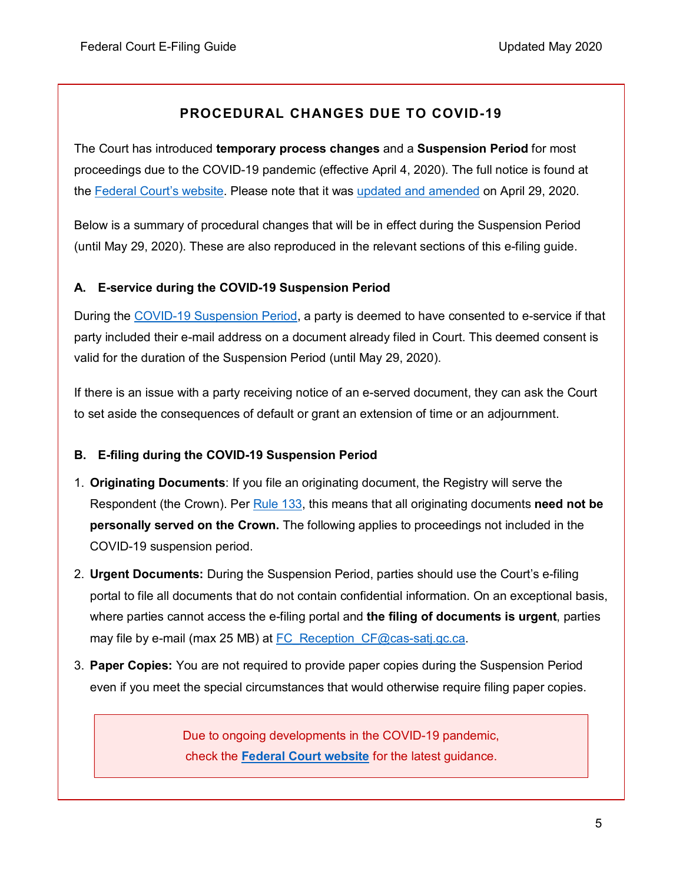## PROCEDURAL CHANGES DUE TO COVID-19

The Court has introduced **temporary process changes** and a **Suspension Period** for most proceedings due to the COVID-19 pandemic (effective April 4, 2020). The full notice is found at the Federal Court's website. Please note that it was updated and amended on April 29, 2020.

Below is a summary of procedural changes that will be in effect during the Suspension Period (until May 29, 2020). These are also reproduced in the relevant sections of this e-filing guide.

### A. E-service during the COVID-19 Suspension Period

During the COVID-19 Suspension Period, a party is deemed to have consented to e-service if that party included their e-mail address on a document already filed in Court. This deemed consent is valid for the duration of the Suspension Period (until May 29, 2020).

If there is an issue with a party receiving notice of an e-served document, they can ask the Court to set aside the consequences of default or grant an extension of time or an adjournment.

### B. E-filing during the COVID-19 Suspension Period

1. **Originating Documents**: If you file an originating document, the Registry will serve the Respondent (the Crown). Per Rule 133, this means that all originating documents **need not be personally served on the Crown.** The following applies to proceedings not included in the COVID-19 suspension period.
2. **Urgent Documents:** During the Suspension Period, parties should use the Court's e-filing portal to file all documents that do not contain confidential information. On an exceptional basis, where parties cannot access the e-filing portal and **the filing of documents is urgent**, parties may file by e-mail (max 25 MB) at FC_Reception_CF@cas-satj.gc.ca.
3. **Paper Copies:** You are not required to provide paper copies during the Suspension Period even if you meet the special circumstances that would otherwise require filing paper copies.

> Due to ongoing developments in the COVID-19 pandemic, check the **Federal Court website** for the latest guidance.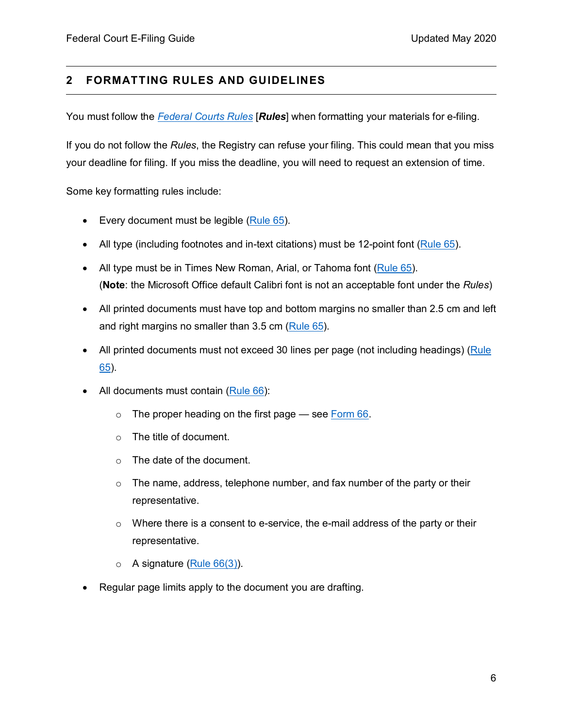## 2 FORMATTING RULES AND GUIDELINES

You must follow the *Federal Courts Rules* [***Rules***] when formatting your materials for e-filing.

If you do not follow the *Rules*, the Registry can refuse your filing. This could mean that you miss your deadline for filing. If you miss the deadline, you will need to request an extension of time.

Some key formatting rules include:

- Every document must be legible (Rule 65).
- All type (including footnotes and in-text citations) must be 12-point font (Rule 65).
- All type must be in Times New Roman, Arial, or Tahoma font (Rule 65). (**Note**: the Microsoft Office default Calibri font is not an acceptable font under the *Rules*)
- All printed documents must have top and bottom margins no smaller than 2.5 cm and left and right margins no smaller than 3.5 cm (Rule 65).
- All printed documents must not exceed 30 lines per page (not including headings) (Rule 65).
- All documents must contain (Rule 66):
    - The proper heading on the first page — see Form 66.
    - The title of document.
    - The date of the document.
    - The name, address, telephone number, and fax number of the party or their representative.
    - Where there is a consent to e-service, the e-mail address of the party or their representative.
    - A signature (Rule 66(3)).
- Regular page limits apply to the document you are drafting.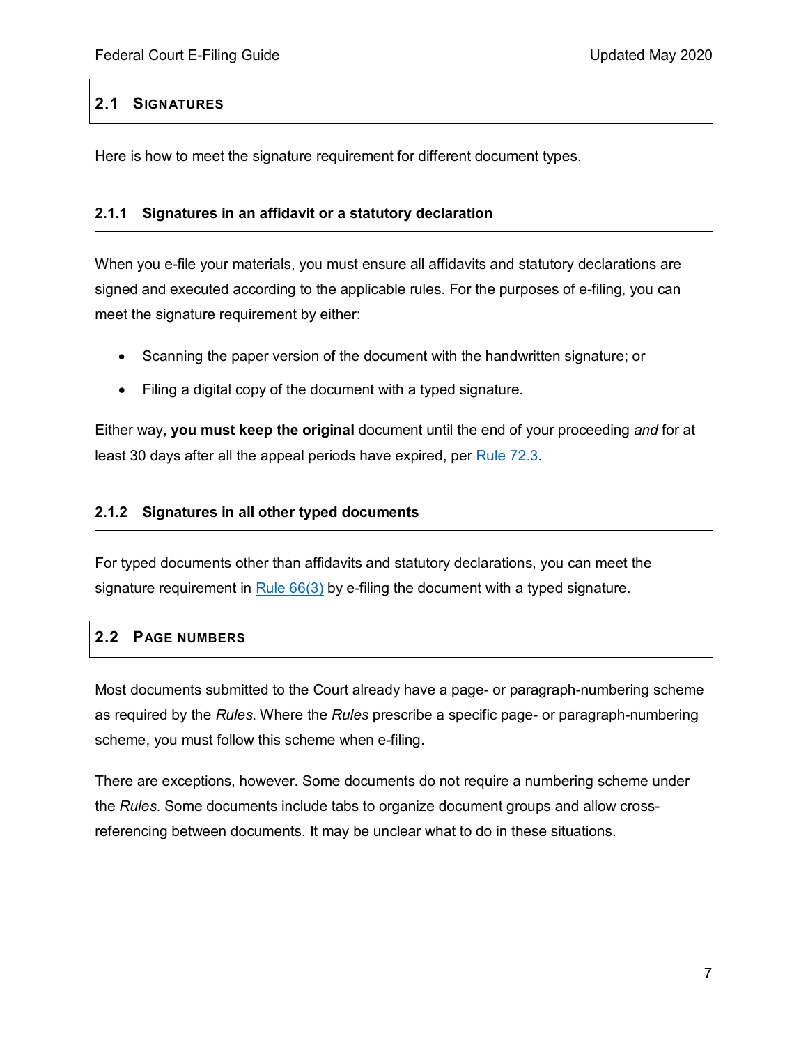## 2.1 Signatures

Here is how to meet the signature requirement for different document types.

### 2.1.1 Signatures in an affidavit or a statutory declaration

When you e-file your materials, you must ensure all affidavits and statutory declarations are signed and executed according to the applicable rules. For the purposes of e-filing, you can meet the signature requirement by either:

- Scanning the paper version of the document with the handwritten signature; or
- Filing a digital copy of the document with a typed signature.

Either way, **you must keep the original** document until the end of your proceeding *and* for at least 30 days after all the appeal periods have expired, per Rule 72.3.

### 2.1.2 Signatures in all other typed documents

For typed documents other than affidavits and statutory declarations, you can meet the signature requirement in Rule 66(3) by e-filing the document with a typed signature.

## 2.2 Page numbers

Most documents submitted to the Court already have a page- or paragraph-numbering scheme as required by the *Rules*. Where the *Rules* prescribe a specific page- or paragraph-numbering scheme, you must follow this scheme when e-filing.

There are exceptions, however. Some documents do not require a numbering scheme under the *Rules*. Some documents include tabs to organize document groups and allow cross-referencing between documents. It may be unclear what to do in these situations.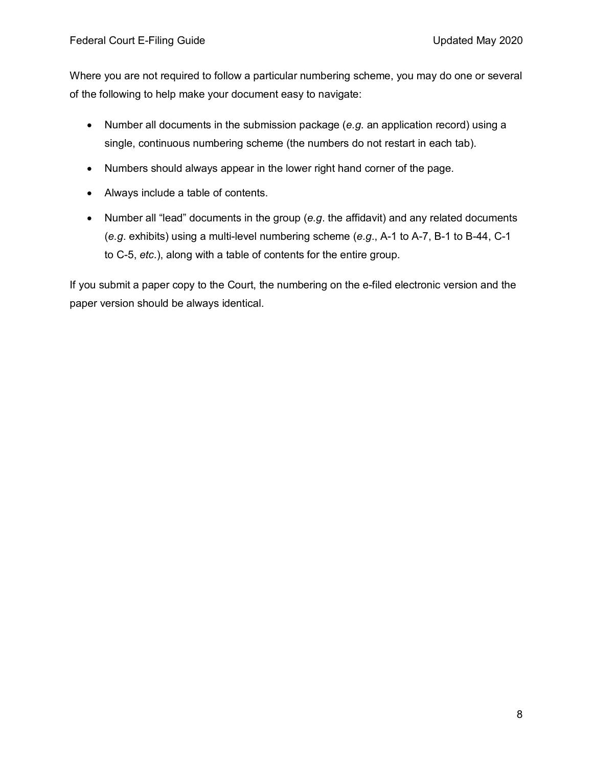Where you are not required to follow a particular numbering scheme, you may do one or several of the following to help make your document easy to navigate:

- Number all documents in the submission package (*e.g.* an application record) using a single, continuous numbering scheme (the numbers do not restart in each tab).
- Numbers should always appear in the lower right hand corner of the page.
- Always include a table of contents.
- Number all "lead" documents in the group (*e.g*. the affidavit) and any related documents (*e.g*. exhibits) using a multi-level numbering scheme (*e.g*., A-1 to A-7, B-1 to B-44, C-1 to C-5, *etc*.), along with a table of contents for the entire group.

If you submit a paper copy to the Court, the numbering on the e-filed electronic version and the paper version should be always identical.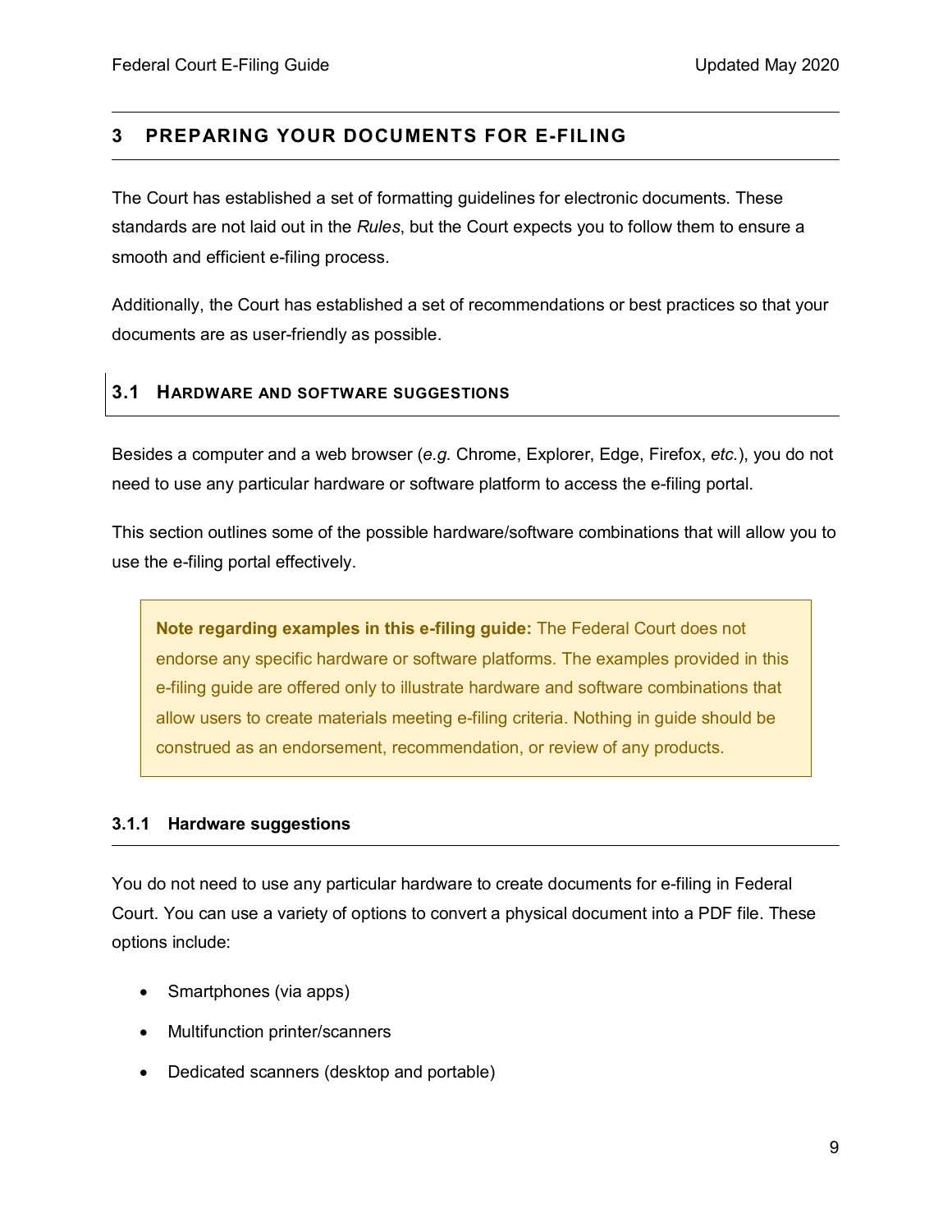## 3 PREPARING YOUR DOCUMENTS FOR E-FILING

The Court has established a set of formatting guidelines for electronic documents. These standards are not laid out in the *Rules*, but the Court expects you to follow them to ensure a smooth and efficient e-filing process.

Additionally, the Court has established a set of recommendations or best practices so that your documents are as user-friendly as possible.

### 3.1 HARDWARE AND SOFTWARE SUGGESTIONS

Besides a computer and a web browser (*e.g.* Chrome, Explorer, Edge, Firefox, *etc.*), you do not need to use any particular hardware or software platform to access the e-filing portal.

This section outlines some of the possible hardware/software combinations that will allow you to use the e-filing portal effectively.

> **Note regarding examples in this e-filing guide:** The Federal Court does not endorse any specific hardware or software platforms. The examples provided in this e-filing guide are offered only to illustrate hardware and software combinations that allow users to create materials meeting e-filing criteria. Nothing in guide should be construed as an endorsement, recommendation, or review of any products.

#### 3.1.1 Hardware suggestions

You do not need to use any particular hardware to create documents for e-filing in Federal Court. You can use a variety of options to convert a physical document into a PDF file. These options include:

- Smartphones (via apps)
- Multifunction printer/scanners
- Dedicated scanners (desktop and portable)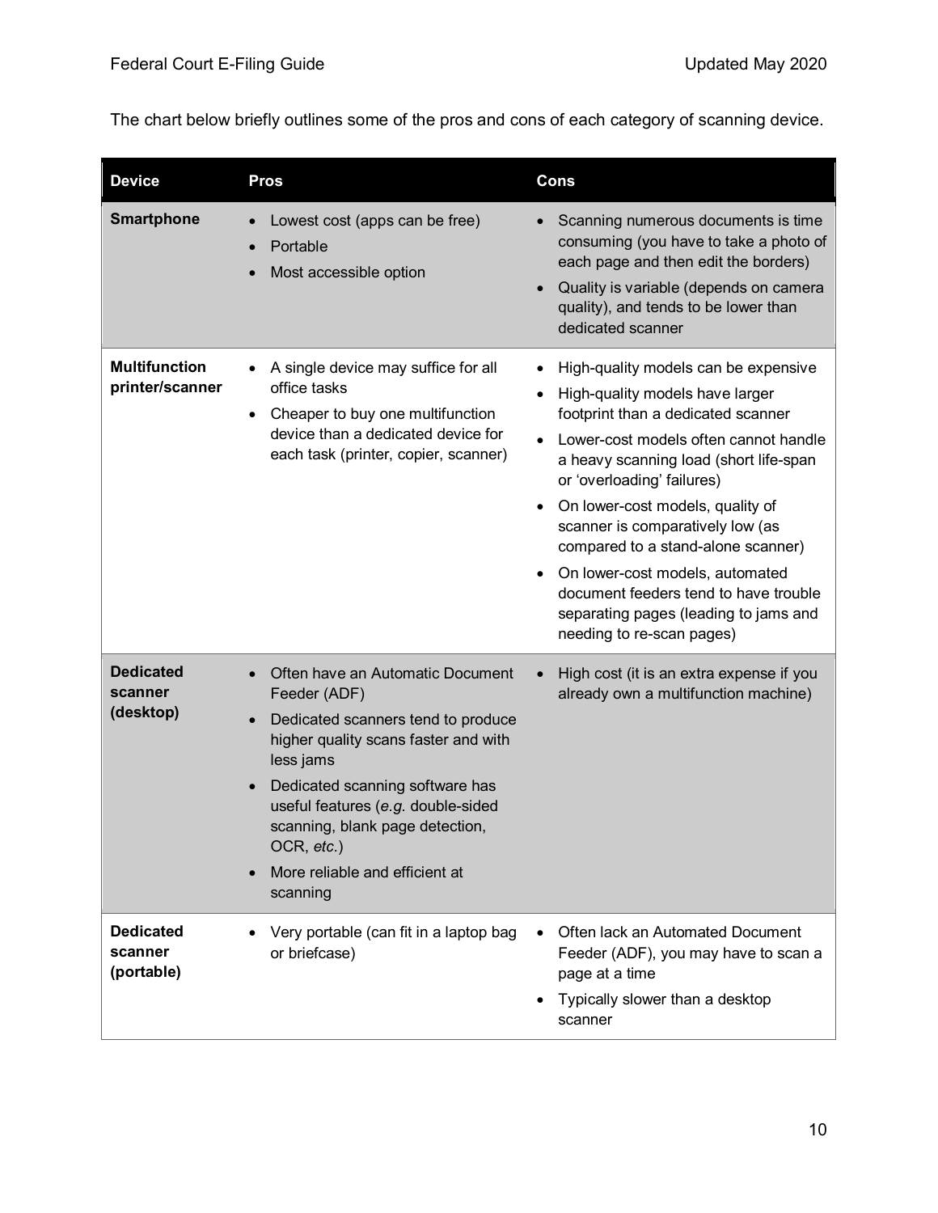The chart below briefly outlines some of the pros and cons of each category of scanning device.

| Device | Pros | Cons |
|---|---|---|
| **Smartphone** | • Lowest cost (apps can be free)<br>• Portable<br>• Most accessible option | • Scanning numerous documents is time consuming (you have to take a photo of each page and then edit the borders)<br>• Quality is variable (depends on camera quality), and tends to be lower than dedicated scanner |
| **Multifunction printer/scanner** | • A single device may suffice for all office tasks<br>• Cheaper to buy one multifunction device than a dedicated device for each task (printer, copier, scanner) | • High-quality models can be expensive<br>• High-quality models have larger footprint than a dedicated scanner<br>• Lower-cost models often cannot handle a heavy scanning load (short life-span or 'overloading' failures)<br>• On lower-cost models, quality of scanner is comparatively low (as compared to a stand-alone scanner)<br>• On lower-cost models, automated document feeders tend to have trouble separating pages (leading to jams and needing to re-scan pages) |
| **Dedicated scanner (desktop)** | • Often have an Automatic Document Feeder (ADF)<br>• Dedicated scanners tend to produce higher quality scans faster and with less jams<br>• Dedicated scanning software has useful features (*e.g.* double-sided scanning, blank page detection, OCR, *etc.*)<br>• More reliable and efficient at scanning | • High cost (it is an extra expense if you already own a multifunction machine) |
| **Dedicated scanner (portable)** | • Very portable (can fit in a laptop bag or briefcase) | • Often lack an Automated Document Feeder (ADF), you may have to scan a page at a time<br>• Typically slower than a desktop scanner |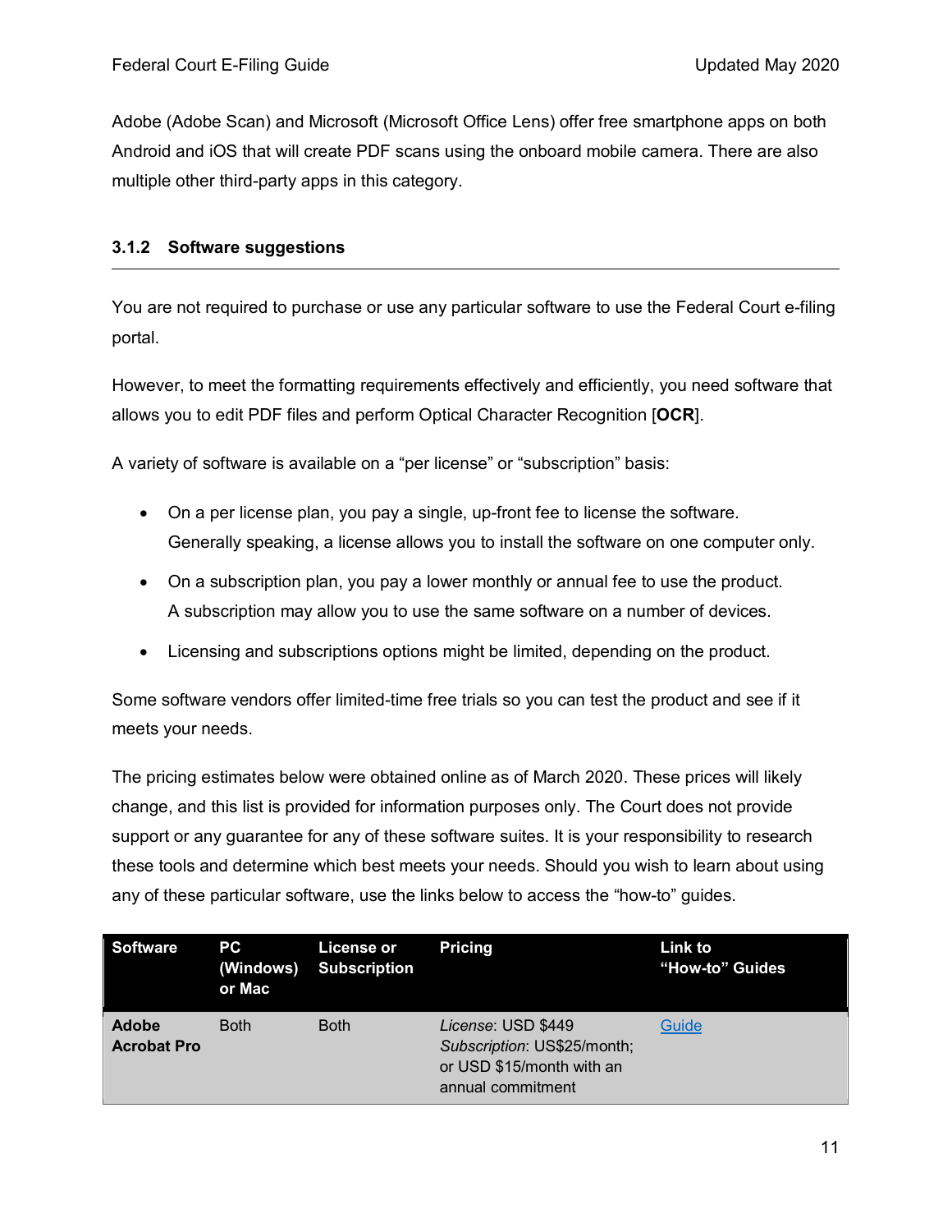Adobe (Adobe Scan) and Microsoft (Microsoft Office Lens) offer free smartphone apps on both Android and iOS that will create PDF scans using the onboard mobile camera. There are also multiple other third-party apps in this category.

### 3.1.2 Software suggestions

You are not required to purchase or use any particular software to use the Federal Court e-filing portal.

However, to meet the formatting requirements effectively and efficiently, you need software that allows you to edit PDF files and perform Optical Character Recognition [**OCR**].

A variety of software is available on a "per license" or "subscription" basis:

- On a per license plan, you pay a single, up-front fee to license the software. Generally speaking, a license allows you to install the software on one computer only.
- On a subscription plan, you pay a lower monthly or annual fee to use the product. A subscription may allow you to use the same software on a number of devices.
- Licensing and subscriptions options might be limited, depending on the product.

Some software vendors offer limited-time free trials so you can test the product and see if it meets your needs.

The pricing estimates below were obtained online as of March 2020. These prices will likely change, and this list is provided for information purposes only. The Court does not provide support or any guarantee for any of these software suites. It is your responsibility to research these tools and determine which best meets your needs. Should you wish to learn about using any of these particular software, use the links below to access the "how-to" guides.

| Software | PC (Windows) or Mac | License or Subscription | Pricing | Link to "How-to" Guides |
|---|---|---|---|---|
| **Adobe Acrobat Pro** | Both | Both | *License*: USD $449<br>*Subscription*: US$25/month; or USD $15/month with an annual commitment | Guide |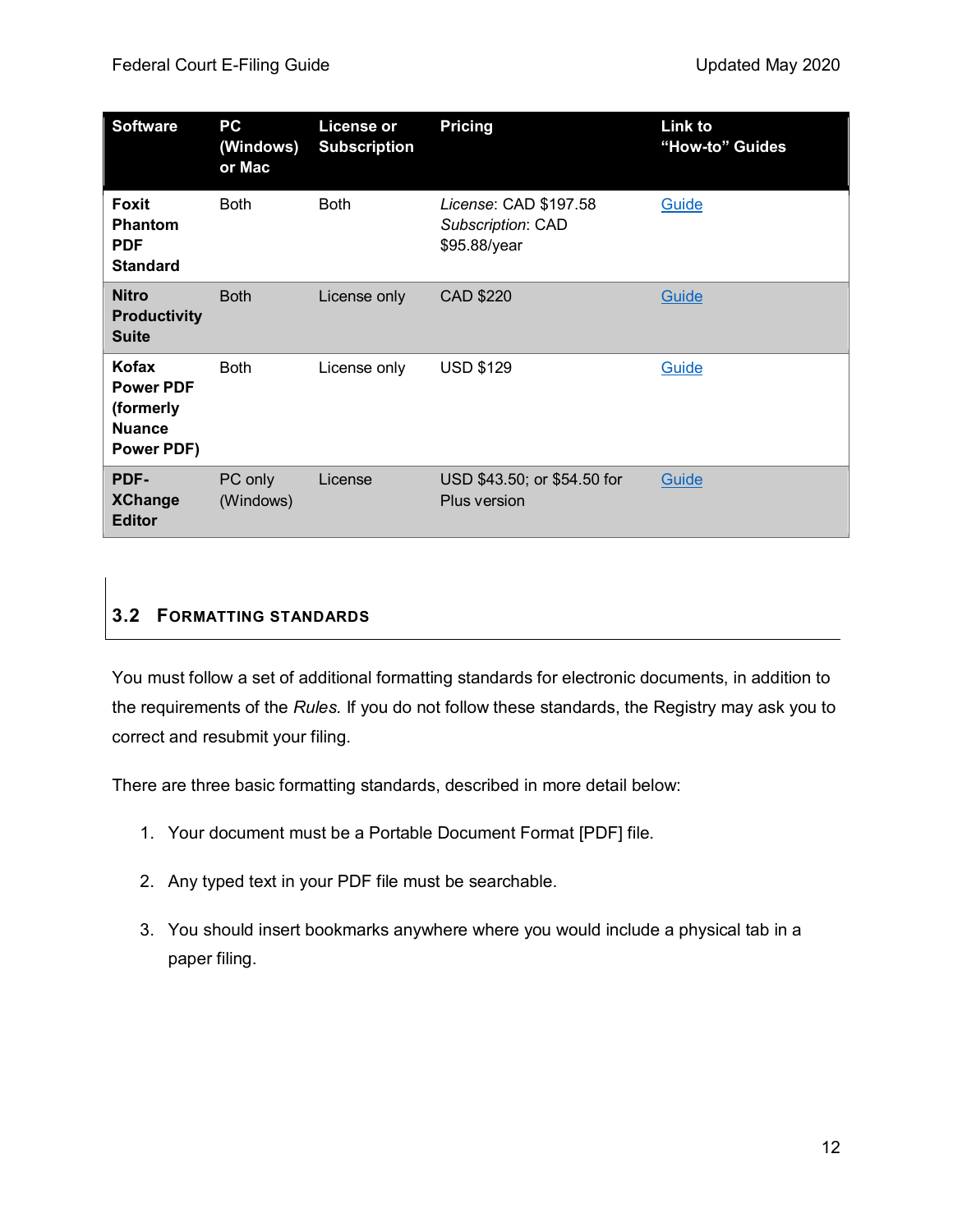| Software | PC (Windows) or Mac | License or Subscription | Pricing | Link to "How-to" Guides |
|---|---|---|---|---|
| **Foxit Phantom PDF Standard** | Both | Both | *License*: CAD $197.58 *Subscription*: CAD $95.88/year | Guide |
| **Nitro Productivity Suite** | Both | License only | CAD $220 | Guide |
| **Kofax Power PDF (formerly Nuance Power PDF)** | Both | License only | USD $129 | Guide |
| **PDF-XChange Editor** | PC only (Windows) | License | USD $43.50; or $54.50 for Plus version | Guide |

## 3.2 Formatting Standards

You must follow a set of additional formatting standards for electronic documents, in addition to the requirements of the *Rules.* If you do not follow these standards, the Registry may ask you to correct and resubmit your filing.

There are three basic formatting standards, described in more detail below:

1. Your document must be a Portable Document Format [PDF] file.
2. Any typed text in your PDF file must be searchable.
3. You should insert bookmarks anywhere where you would include a physical tab in a paper filing.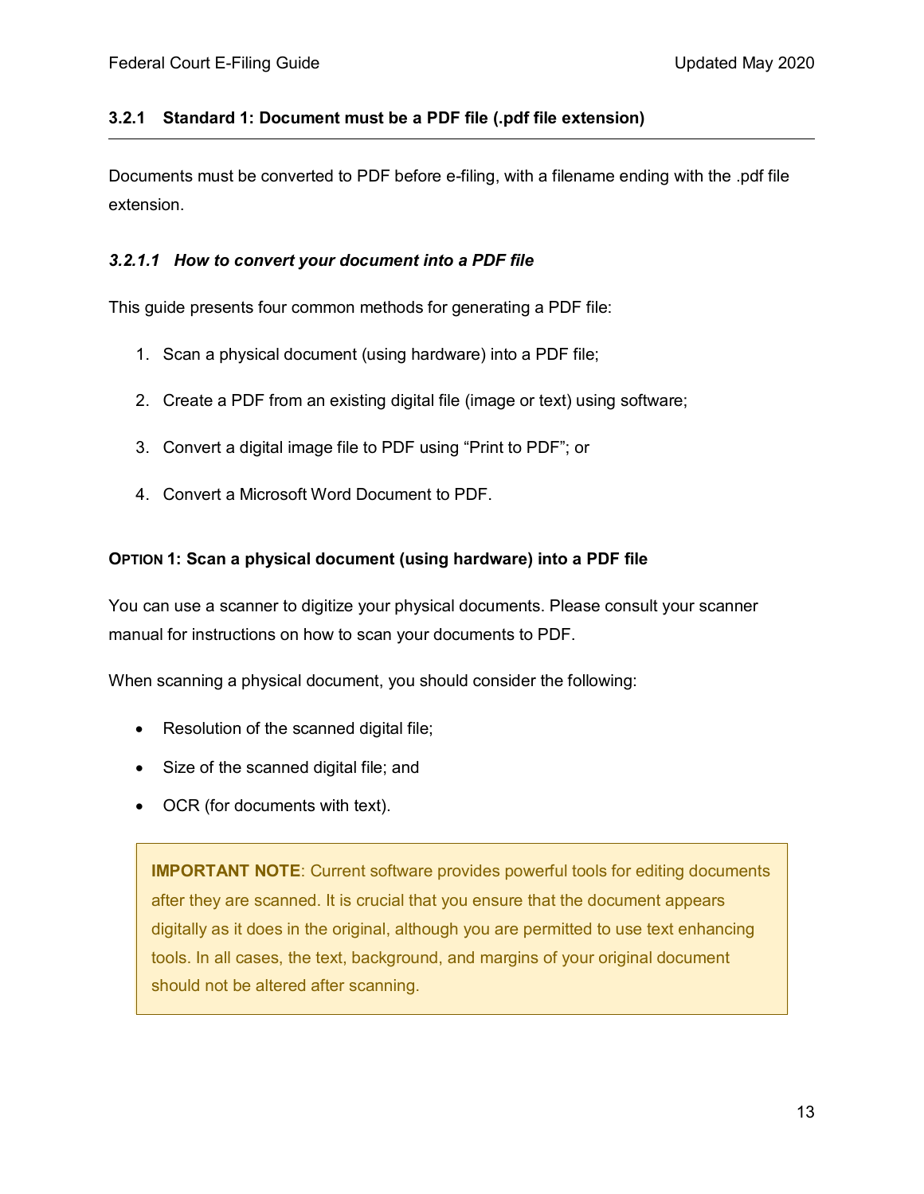### 3.2.1 Standard 1: Document must be a PDF file (.pdf file extension)

Documents must be converted to PDF before e-filing, with a filename ending with the .pdf file extension.

#### *3.2.1.1 How to convert your document into a PDF file*

This guide presents four common methods for generating a PDF file:

1. Scan a physical document (using hardware) into a PDF file;
2. Create a PDF from an existing digital file (image or text) using software;
3. Convert a digital image file to PDF using “Print to PDF”; or
4. Convert a Microsoft Word Document to PDF.

**OPTION 1: Scan a physical document (using hardware) into a PDF file**

You can use a scanner to digitize your physical documents. Please consult your scanner manual for instructions on how to scan your documents to PDF.

When scanning a physical document, you should consider the following:

- Resolution of the scanned digital file;
- Size of the scanned digital file; and
- OCR (for documents with text).

> **IMPORTANT NOTE**: Current software provides powerful tools for editing documents after they are scanned. It is crucial that you ensure that the document appears digitally as it does in the original, although you are permitted to use text enhancing tools. In all cases, the text, background, and margins of your original document should not be altered after scanning.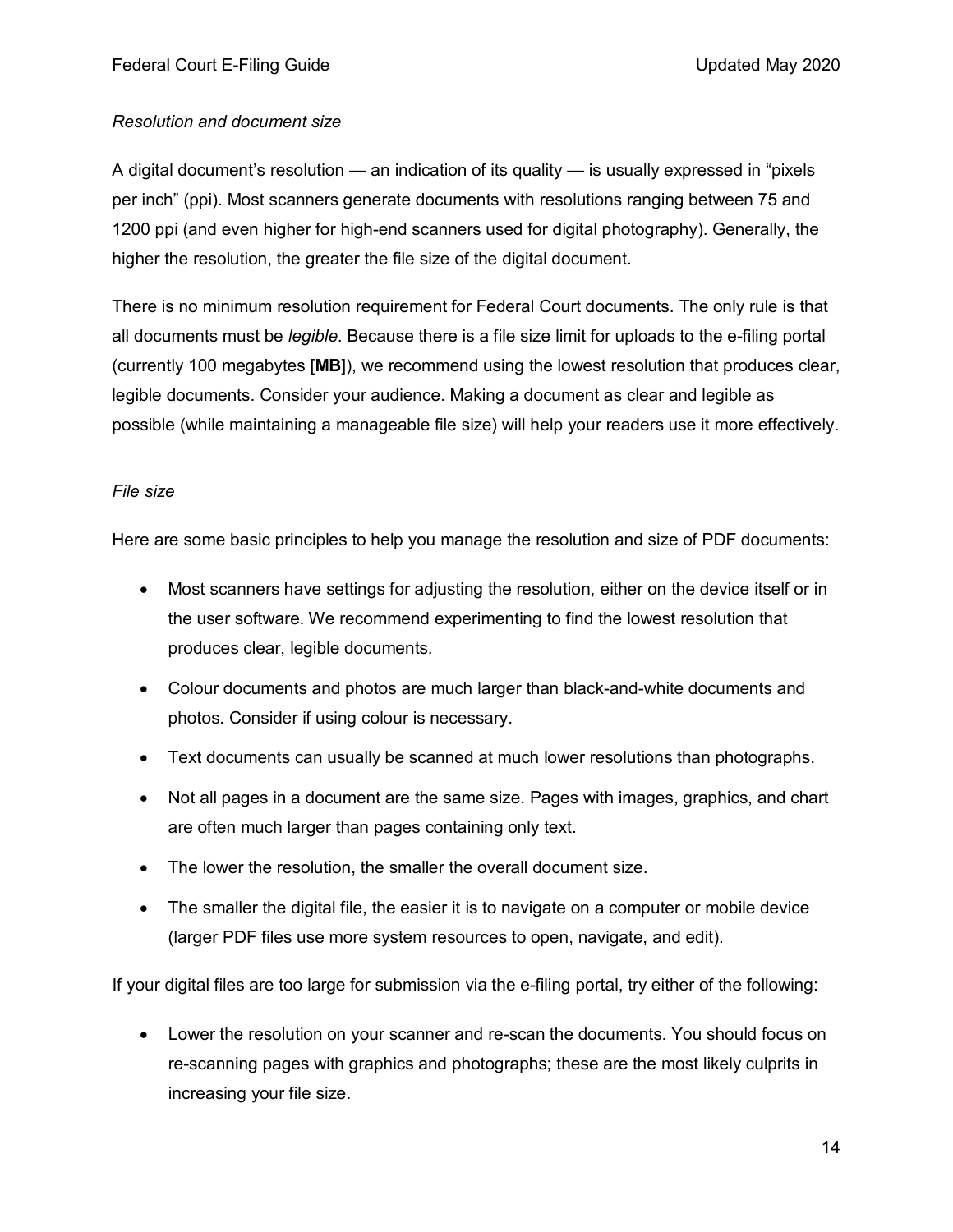*Resolution and document size*

A digital document's resolution — an indication of its quality — is usually expressed in "pixels per inch" (ppi). Most scanners generate documents with resolutions ranging between 75 and 1200 ppi (and even higher for high-end scanners used for digital photography). Generally, the higher the resolution, the greater the file size of the digital document.

There is no minimum resolution requirement for Federal Court documents. The only rule is that all documents must be *legible*. Because there is a file size limit for uploads to the e-filing portal (currently 100 megabytes [**MB**]), we recommend using the lowest resolution that produces clear, legible documents. Consider your audience. Making a document as clear and legible as possible (while maintaining a manageable file size) will help your readers use it more effectively.

*File size*

Here are some basic principles to help you manage the resolution and size of PDF documents:

- Most scanners have settings for adjusting the resolution, either on the device itself or in the user software. We recommend experimenting to find the lowest resolution that produces clear, legible documents.
- Colour documents and photos are much larger than black-and-white documents and photos. Consider if using colour is necessary.
- Text documents can usually be scanned at much lower resolutions than photographs.
- Not all pages in a document are the same size. Pages with images, graphics, and chart are often much larger than pages containing only text.
- The lower the resolution, the smaller the overall document size.
- The smaller the digital file, the easier it is to navigate on a computer or mobile device (larger PDF files use more system resources to open, navigate, and edit).

If your digital files are too large for submission via the e-filing portal, try either of the following:

- Lower the resolution on your scanner and re-scan the documents. You should focus on re-scanning pages with graphics and photographs; these are the most likely culprits in increasing your file size.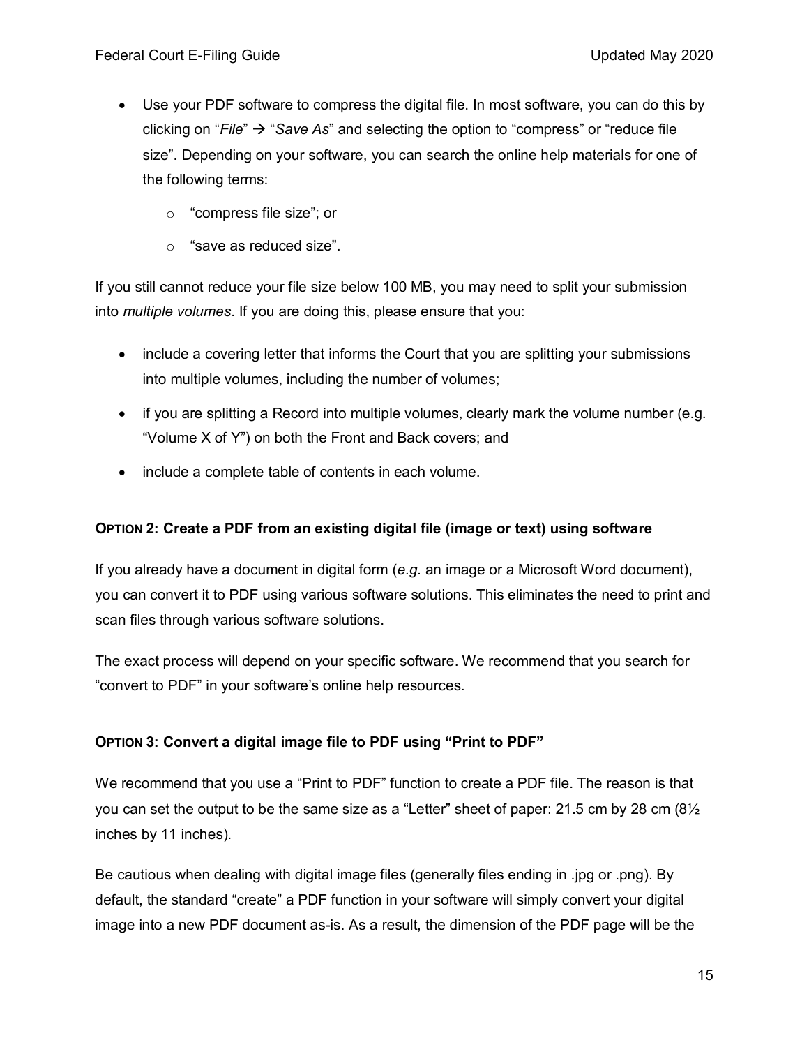- Use your PDF software to compress the digital file. In most software, you can do this by clicking on "*File*" → "*Save As*" and selecting the option to "compress" or "reduce file size". Depending on your software, you can search the online help materials for one of the following terms:
    - "compress file size"; or
    - "save as reduced size".

If you still cannot reduce your file size below 100 MB, you may need to split your submission into *multiple volumes*. If you are doing this, please ensure that you:

- include a covering letter that informs the Court that you are splitting your submissions into multiple volumes, including the number of volumes;
- if you are splitting a Record into multiple volumes, clearly mark the volume number (e.g. "Volume X of Y") on both the Front and Back covers; and
- include a complete table of contents in each volume.

#### OPTION 2: Create a PDF from an existing digital file (image or text) using software

If you already have a document in digital form (*e.g.* an image or a Microsoft Word document), you can convert it to PDF using various software solutions. This eliminates the need to print and scan files through various software solutions.

The exact process will depend on your specific software. We recommend that you search for "convert to PDF" in your software's online help resources.

#### OPTION 3: Convert a digital image file to PDF using "Print to PDF"

We recommend that you use a "Print to PDF" function to create a PDF file. The reason is that you can set the output to be the same size as a "Letter" sheet of paper: 21.5 cm by 28 cm (8½ inches by 11 inches).

Be cautious when dealing with digital image files (generally files ending in .jpg or .png). By default, the standard "create" a PDF function in your software will simply convert your digital image into a new PDF document as-is. As a result, the dimension of the PDF page will be the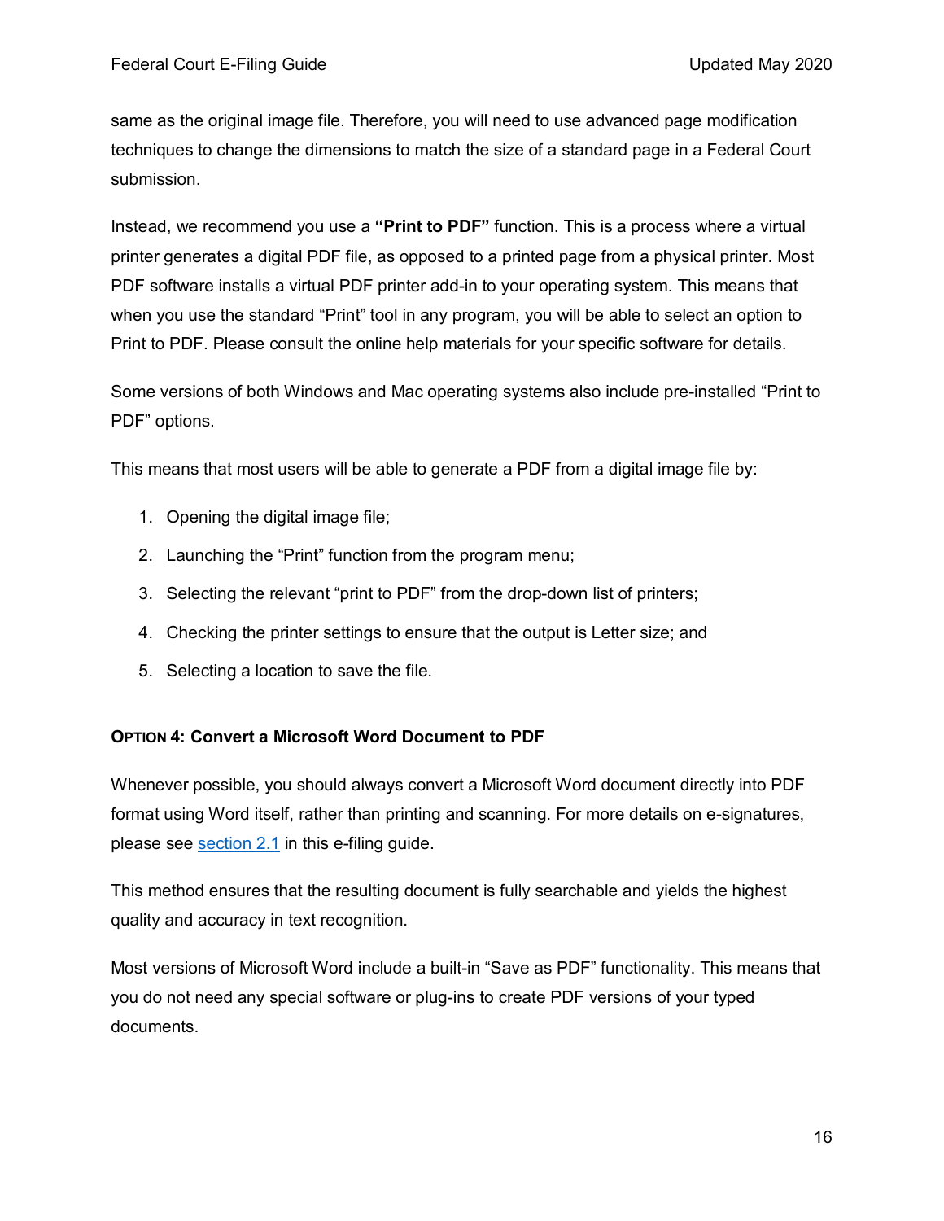same as the original image file. Therefore, you will need to use advanced page modification techniques to change the dimensions to match the size of a standard page in a Federal Court submission.

Instead, we recommend you use a **"Print to PDF"** function. This is a process where a virtual printer generates a digital PDF file, as opposed to a printed page from a physical printer. Most PDF software installs a virtual PDF printer add-in to your operating system. This means that when you use the standard "Print" tool in any program, you will be able to select an option to Print to PDF. Please consult the online help materials for your specific software for details.

Some versions of both Windows and Mac operating systems also include pre-installed "Print to PDF" options.

This means that most users will be able to generate a PDF from a digital image file by:

1. Opening the digital image file;
2. Launching the "Print" function from the program menu;
3. Selecting the relevant "print to PDF" from the drop-down list of printers;
4. Checking the printer settings to ensure that the output is Letter size; and
5. Selecting a location to save the file.

#### OPTION 4: Convert a Microsoft Word Document to PDF

Whenever possible, you should always convert a Microsoft Word document directly into PDF format using Word itself, rather than printing and scanning. For more details on e-signatures, please see section 2.1 in this e-filing guide.

This method ensures that the resulting document is fully searchable and yields the highest quality and accuracy in text recognition.

Most versions of Microsoft Word include a built-in "Save as PDF" functionality. This means that you do not need any special software or plug-ins to create PDF versions of your typed documents.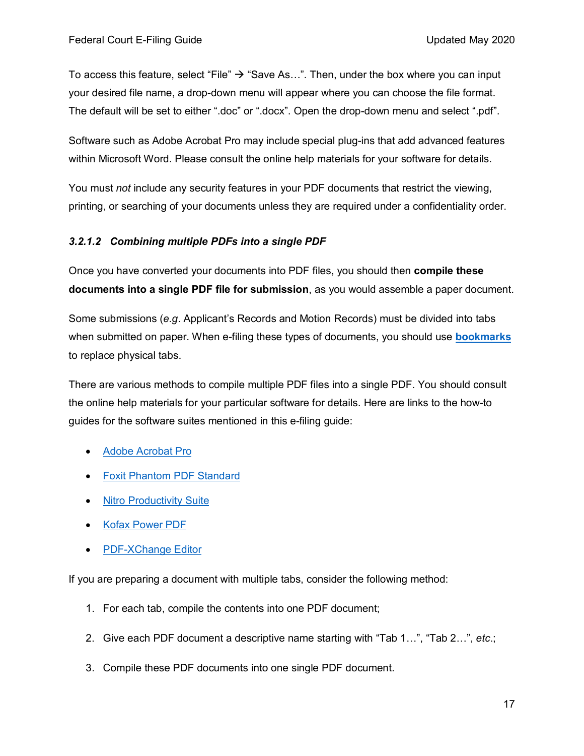To access this feature, select “File” → “Save As…”. Then, under the box where you can input your desired file name, a drop-down menu will appear where you can choose the file format. The default will be set to either “.doc” or “.docx”. Open the drop-down menu and select “.pdf”.

Software such as Adobe Acrobat Pro may include special plug-ins that add advanced features within Microsoft Word. Please consult the online help materials for your software for details.

You must *not* include any security features in your PDF documents that restrict the viewing, printing, or searching of your documents unless they are required under a confidentiality order.

#### *3.2.1.2 Combining multiple PDFs into a single PDF*

Once you have converted your documents into PDF files, you should then **compile these documents into a single PDF file for submission**, as you would assemble a paper document.

Some submissions (*e.g*. Applicant’s Records and Motion Records) must be divided into tabs when submitted on paper. When e-filing these types of documents, you should use **bookmarks** to replace physical tabs.

There are various methods to compile multiple PDF files into a single PDF. You should consult the online help materials for your particular software for details. Here are links to the how-to guides for the software suites mentioned in this e-filing guide:

- Adobe Acrobat Pro
- Foxit Phantom PDF Standard
- Nitro Productivity Suite
- Kofax Power PDF
- PDF-XChange Editor

If you are preparing a document with multiple tabs, consider the following method:

1. For each tab, compile the contents into one PDF document;
2. Give each PDF document a descriptive name starting with “Tab 1…”, “Tab 2…”, *etc*.;
3. Compile these PDF documents into one single PDF document.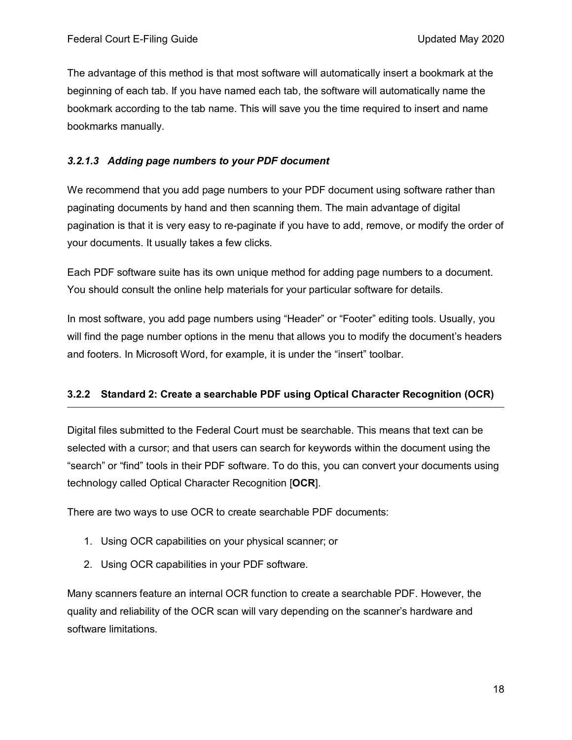The advantage of this method is that most software will automatically insert a bookmark at the beginning of each tab. If you have named each tab, the software will automatically name the bookmark according to the tab name. This will save you the time required to insert and name bookmarks manually.

#### *3.2.1.3 Adding page numbers to your PDF document*

We recommend that you add page numbers to your PDF document using software rather than paginating documents by hand and then scanning them. The main advantage of digital pagination is that it is very easy to re-paginate if you have to add, remove, or modify the order of your documents. It usually takes a few clicks.

Each PDF software suite has its own unique method for adding page numbers to a document. You should consult the online help materials for your particular software for details.

In most software, you add page numbers using “Header” or “Footer” editing tools. Usually, you will find the page number options in the menu that allows you to modify the document’s headers and footers. In Microsoft Word, for example, it is under the “insert” toolbar.

### 3.2.2 Standard 2: Create a searchable PDF using Optical Character Recognition (OCR)

Digital files submitted to the Federal Court must be searchable. This means that text can be selected with a cursor; and that users can search for keywords within the document using the “search” or “find” tools in their PDF software. To do this, you can convert your documents using technology called Optical Character Recognition [**OCR**].

There are two ways to use OCR to create searchable PDF documents:

1. Using OCR capabilities on your physical scanner; or
2. Using OCR capabilities in your PDF software.

Many scanners feature an internal OCR function to create a searchable PDF. However, the quality and reliability of the OCR scan will vary depending on the scanner’s hardware and software limitations.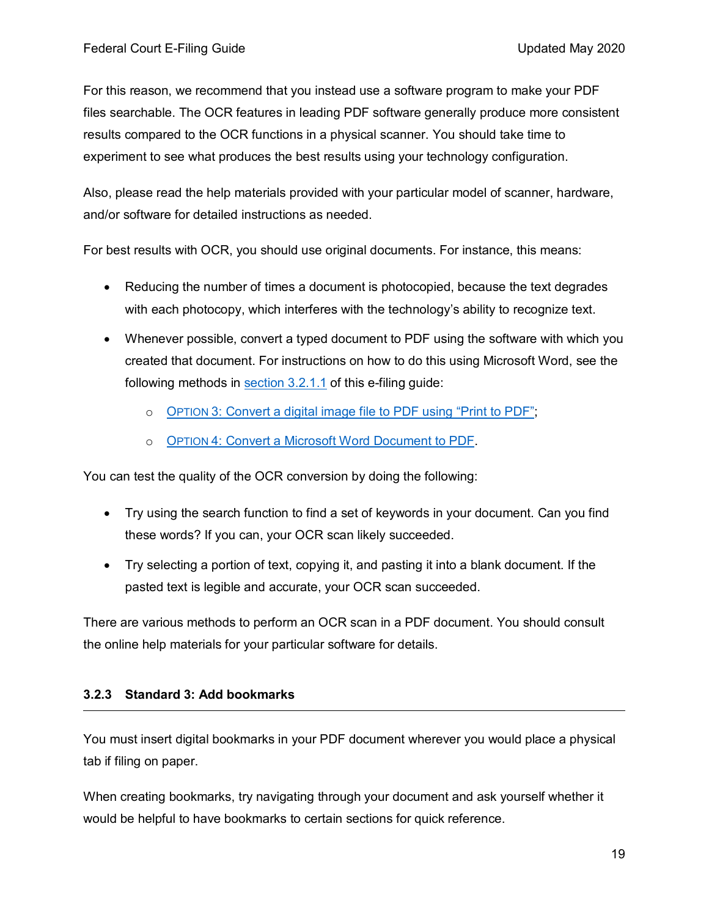For this reason, we recommend that you instead use a software program to make your PDF files searchable. The OCR features in leading PDF software generally produce more consistent results compared to the OCR functions in a physical scanner. You should take time to experiment to see what produces the best results using your technology configuration.

Also, please read the help materials provided with your particular model of scanner, hardware, and/or software for detailed instructions as needed.

For best results with OCR, you should use original documents. For instance, this means:

- Reducing the number of times a document is photocopied, because the text degrades with each photocopy, which interferes with the technology's ability to recognize text.
- Whenever possible, convert a typed document to PDF using the software with which you created that document. For instructions on how to do this using Microsoft Word, see the following methods in section 3.2.1.1 of this e-filing guide:
  - OPTION 3: Convert a digital image file to PDF using "Print to PDF";
  - OPTION 4: Convert a Microsoft Word Document to PDF.

You can test the quality of the OCR conversion by doing the following:

- Try using the search function to find a set of keywords in your document. Can you find these words? If you can, your OCR scan likely succeeded.
- Try selecting a portion of text, copying it, and pasting it into a blank document. If the pasted text is legible and accurate, your OCR scan succeeded.

There are various methods to perform an OCR scan in a PDF document. You should consult the online help materials for your particular software for details.

### 3.2.3 Standard 3: Add bookmarks

You must insert digital bookmarks in your PDF document wherever you would place a physical tab if filing on paper.

When creating bookmarks, try navigating through your document and ask yourself whether it would be helpful to have bookmarks to certain sections for quick reference.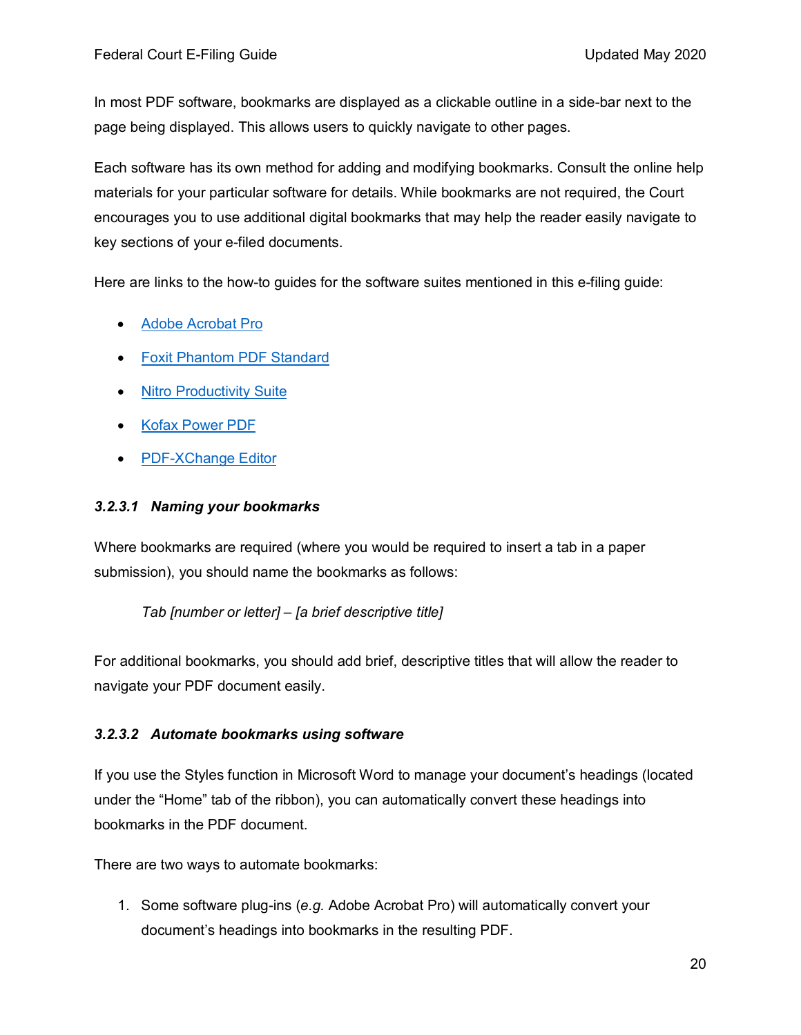In most PDF software, bookmarks are displayed as a clickable outline in a side-bar next to the page being displayed. This allows users to quickly navigate to other pages.

Each software has its own method for adding and modifying bookmarks. Consult the online help materials for your particular software for details. While bookmarks are not required, the Court encourages you to use additional digital bookmarks that may help the reader easily navigate to key sections of your e-filed documents.

Here are links to the how-to guides for the software suites mentioned in this e-filing guide:

- Adobe Acrobat Pro
- Foxit Phantom PDF Standard
- Nitro Productivity Suite
- Kofax Power PDF
- PDF-XChange Editor

#### *3.2.3.1 Naming your bookmarks*

Where bookmarks are required (where you would be required to insert a tab in a paper submission), you should name the bookmarks as follows:

> *Tab [number or letter] – [a brief descriptive title]*

For additional bookmarks, you should add brief, descriptive titles that will allow the reader to navigate your PDF document easily.

#### *3.2.3.2 Automate bookmarks using software*

If you use the Styles function in Microsoft Word to manage your document's headings (located under the "Home" tab of the ribbon), you can automatically convert these headings into bookmarks in the PDF document.

There are two ways to automate bookmarks:

1. Some software plug-ins (*e.g.* Adobe Acrobat Pro) will automatically convert your document's headings into bookmarks in the resulting PDF.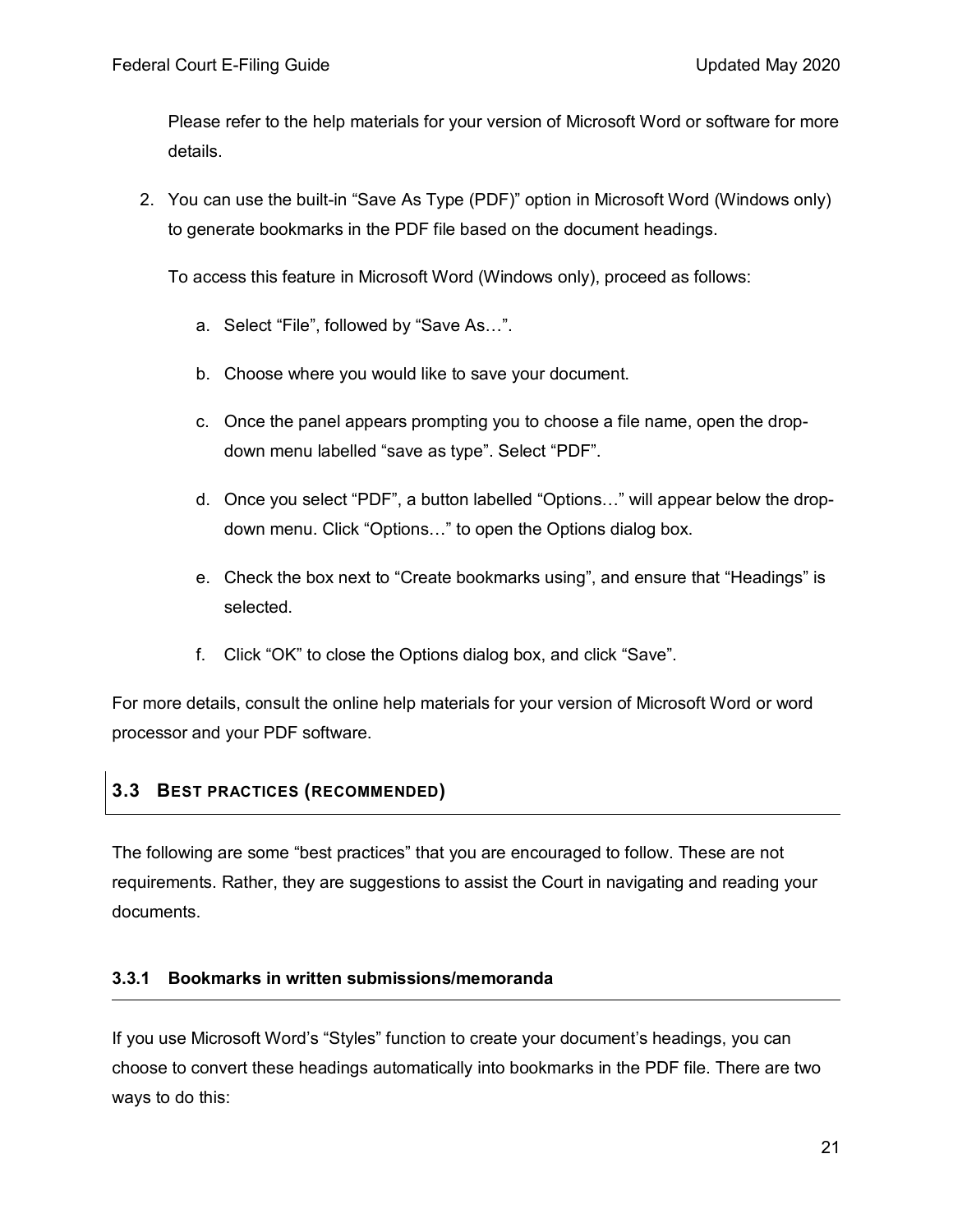Please refer to the help materials for your version of Microsoft Word or software for more details.

2. You can use the built-in "Save As Type (PDF)" option in Microsoft Word (Windows only) to generate bookmarks in the PDF file based on the document headings.

   To access this feature in Microsoft Word (Windows only), proceed as follows:

   a. Select "File", followed by "Save As…".

   b. Choose where you would like to save your document.

   c. Once the panel appears prompting you to choose a file name, open the drop-down menu labelled "save as type". Select "PDF".

   d. Once you select "PDF", a button labelled "Options…" will appear below the drop-down menu. Click "Options…" to open the Options dialog box.

   e. Check the box next to "Create bookmarks using", and ensure that "Headings" is selected.

   f. Click "OK" to close the Options dialog box, and click "Save".

For more details, consult the online help materials for your version of Microsoft Word or word processor and your PDF software.

## 3.3 Best Practices (Recommended)

The following are some "best practices" that you are encouraged to follow. These are not requirements. Rather, they are suggestions to assist the Court in navigating and reading your documents.

### 3.3.1 Bookmarks in written submissions/memoranda

If you use Microsoft Word's "Styles" function to create your document's headings, you can choose to convert these headings automatically into bookmarks in the PDF file. There are two ways to do this: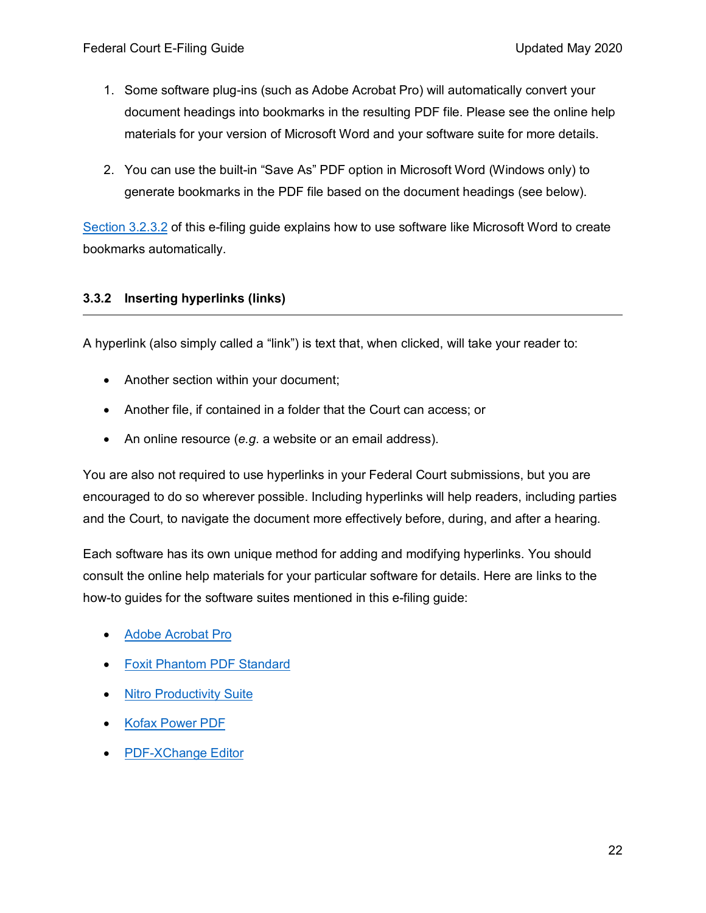1. Some software plug-ins (such as Adobe Acrobat Pro) will automatically convert your document headings into bookmarks in the resulting PDF file. Please see the online help materials for your version of Microsoft Word and your software suite for more details.

2. You can use the built-in "Save As" PDF option in Microsoft Word (Windows only) to generate bookmarks in the PDF file based on the document headings (see below).

Section 3.2.3.2 of this e-filing guide explains how to use software like Microsoft Word to create bookmarks automatically.

### 3.3.2 Inserting hyperlinks (links)

A hyperlink (also simply called a "link") is text that, when clicked, will take your reader to:

- Another section within your document;
- Another file, if contained in a folder that the Court can access; or
- An online resource (*e.g.* a website or an email address).

You are also not required to use hyperlinks in your Federal Court submissions, but you are encouraged to do so wherever possible. Including hyperlinks will help readers, including parties and the Court, to navigate the document more effectively before, during, and after a hearing.

Each software has its own unique method for adding and modifying hyperlinks. You should consult the online help materials for your particular software for details. Here are links to the how-to guides for the software suites mentioned in this e-filing guide:

- Adobe Acrobat Pro
- Foxit Phantom PDF Standard
- Nitro Productivity Suite
- Kofax Power PDF
- PDF-XChange Editor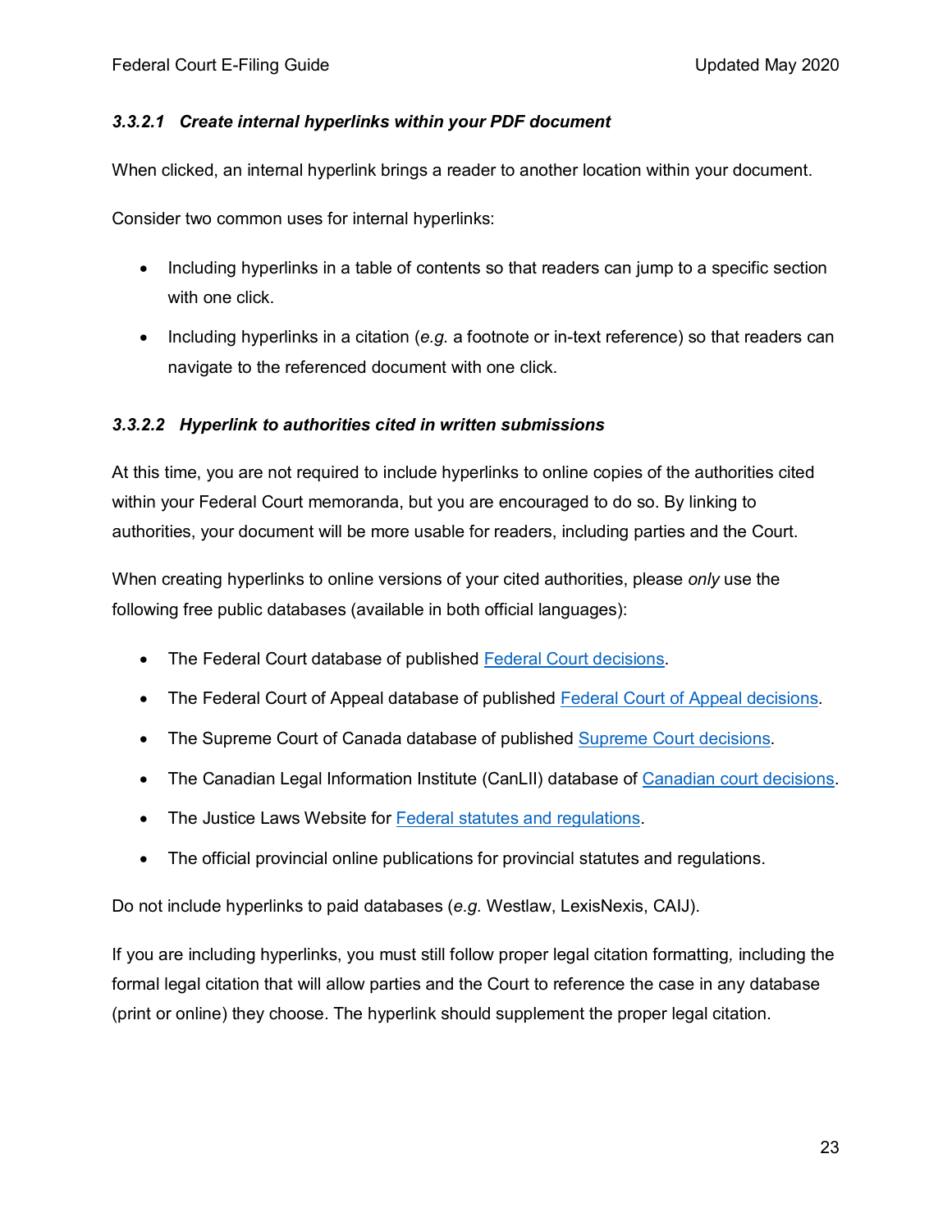#### *3.3.2.1 Create internal hyperlinks within your PDF document*

When clicked, an internal hyperlink brings a reader to another location within your document.

Consider two common uses for internal hyperlinks:

- Including hyperlinks in a table of contents so that readers can jump to a specific section with one click.
- Including hyperlinks in a citation (*e.g.* a footnote or in-text reference) so that readers can navigate to the referenced document with one click.

#### *3.3.2.2 Hyperlink to authorities cited in written submissions*

At this time, you are not required to include hyperlinks to online copies of the authorities cited within your Federal Court memoranda, but you are encouraged to do so. By linking to authorities, your document will be more usable for readers, including parties and the Court.

When creating hyperlinks to online versions of your cited authorities, please *only* use the following free public databases (available in both official languages):

- The Federal Court database of published Federal Court decisions.
- The Federal Court of Appeal database of published Federal Court of Appeal decisions.
- The Supreme Court of Canada database of published Supreme Court decisions.
- The Canadian Legal Information Institute (CanLII) database of Canadian court decisions.
- The Justice Laws Website for Federal statutes and regulations.
- The official provincial online publications for provincial statutes and regulations.

Do not include hyperlinks to paid databases (*e.g.* Westlaw, LexisNexis, CAIJ).

If you are including hyperlinks, you must still follow proper legal citation formatting, including the formal legal citation that will allow parties and the Court to reference the case in any database (print or online) they choose. The hyperlink should supplement the proper legal citation.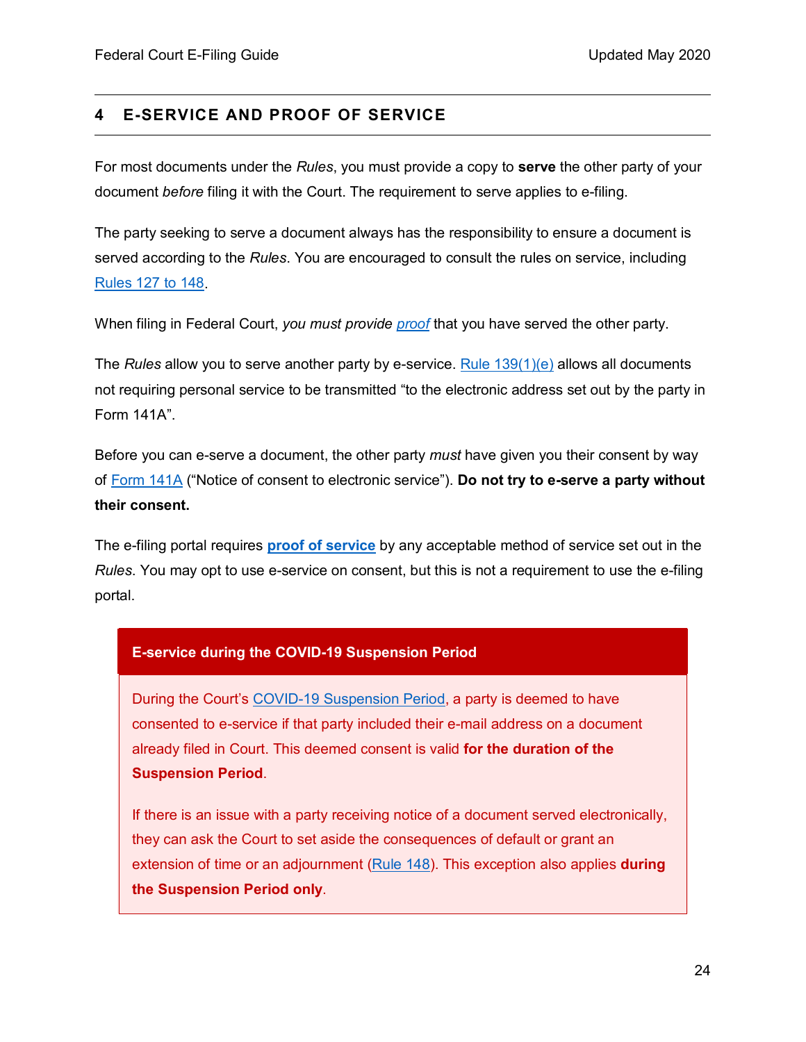## 4 E-SERVICE AND PROOF OF SERVICE

For most documents under the *Rules*, you must provide a copy to **serve** the other party of your document *before* filing it with the Court. The requirement to serve applies to e-filing.

The party seeking to serve a document always has the responsibility to ensure a document is served according to the *Rules*. You are encouraged to consult the rules on service, including Rules 127 to 148.

When filing in Federal Court, *you must provide proof* that you have served the other party.

The *Rules* allow you to serve another party by e-service. Rule 139(1)(e) allows all documents not requiring personal service to be transmitted "to the electronic address set out by the party in Form 141A".

Before you can e-serve a document, the other party *must* have given you their consent by way of Form 141A ("Notice of consent to electronic service"). **Do not try to e-serve a party without their consent.**

The e-filing portal requires **proof of service** by any acceptable method of service set out in the *Rules*. You may opt to use e-service on consent, but this is not a requirement to use the e-filing portal.

**E-service during the COVID-19 Suspension Period**

During the Court's COVID-19 Suspension Period, a party is deemed to have consented to e-service if that party included their e-mail address on a document already filed in Court. This deemed consent is valid **for the duration of the Suspension Period**.

If there is an issue with a party receiving notice of a document served electronically, they can ask the Court to set aside the consequences of default or grant an extension of time or an adjournment (Rule 148). This exception also applies **during the Suspension Period only**.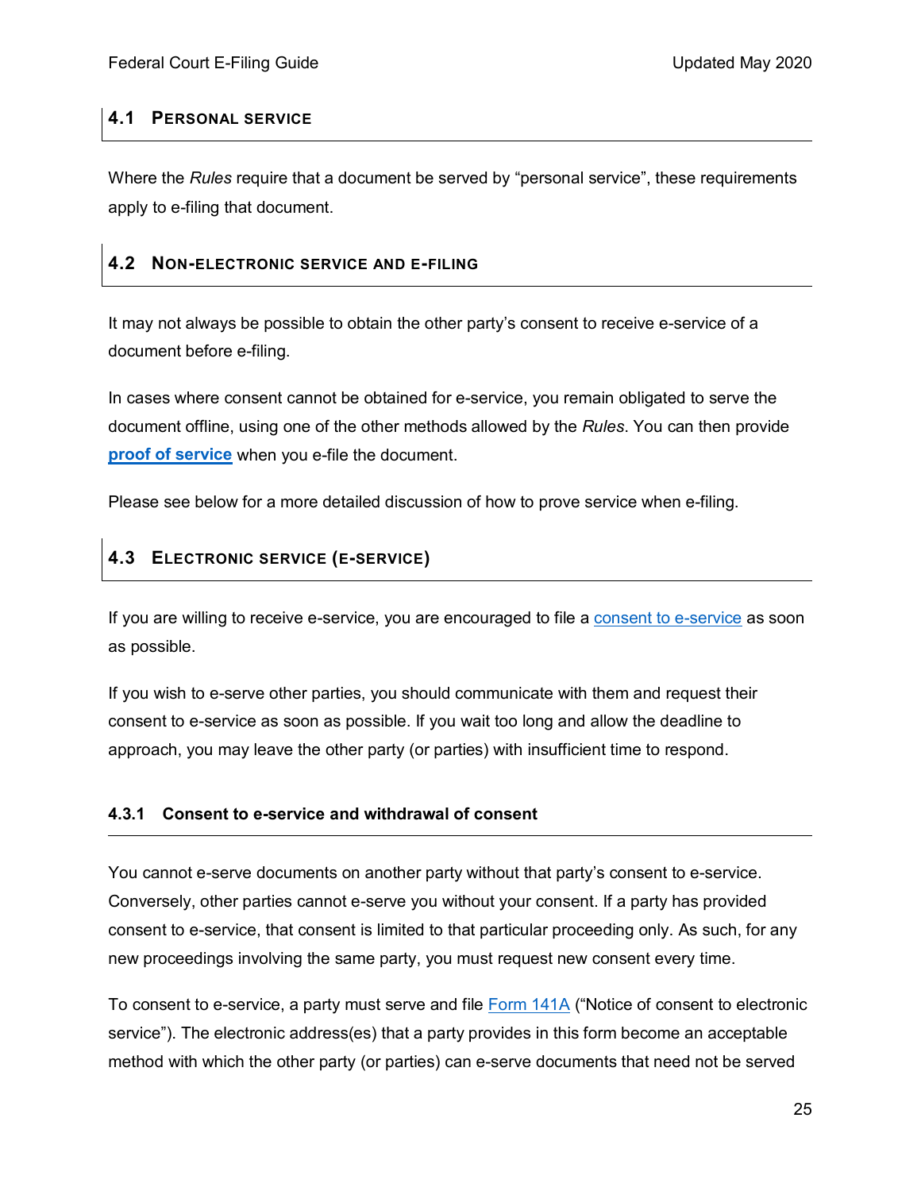## 4.1 Personal service

Where the *Rules* require that a document be served by "personal service", these requirements apply to e-filing that document.

## 4.2 Non-electronic service and e-filing

It may not always be possible to obtain the other party's consent to receive e-service of a document before e-filing.

In cases where consent cannot be obtained for e-service, you remain obligated to serve the document offline, using one of the other methods allowed by the *Rules*. You can then provide **proof of service** when you e-file the document.

Please see below for a more detailed discussion of how to prove service when e-filing.

## 4.3 Electronic service (e-service)

If you are willing to receive e-service, you are encouraged to file a consent to e-service as soon as possible.

If you wish to e-serve other parties, you should communicate with them and request their consent to e-service as soon as possible. If you wait too long and allow the deadline to approach, you may leave the other party (or parties) with insufficient time to respond.

### 4.3.1 Consent to e-service and withdrawal of consent

You cannot e-serve documents on another party without that party's consent to e-service. Conversely, other parties cannot e-serve you without your consent. If a party has provided consent to e-service, that consent is limited to that particular proceeding only. As such, for any new proceedings involving the same party, you must request new consent every time.

To consent to e-service, a party must serve and file Form 141A ("Notice of consent to electronic service"). The electronic address(es) that a party provides in this form become an acceptable method with which the other party (or parties) can e-serve documents that need not be served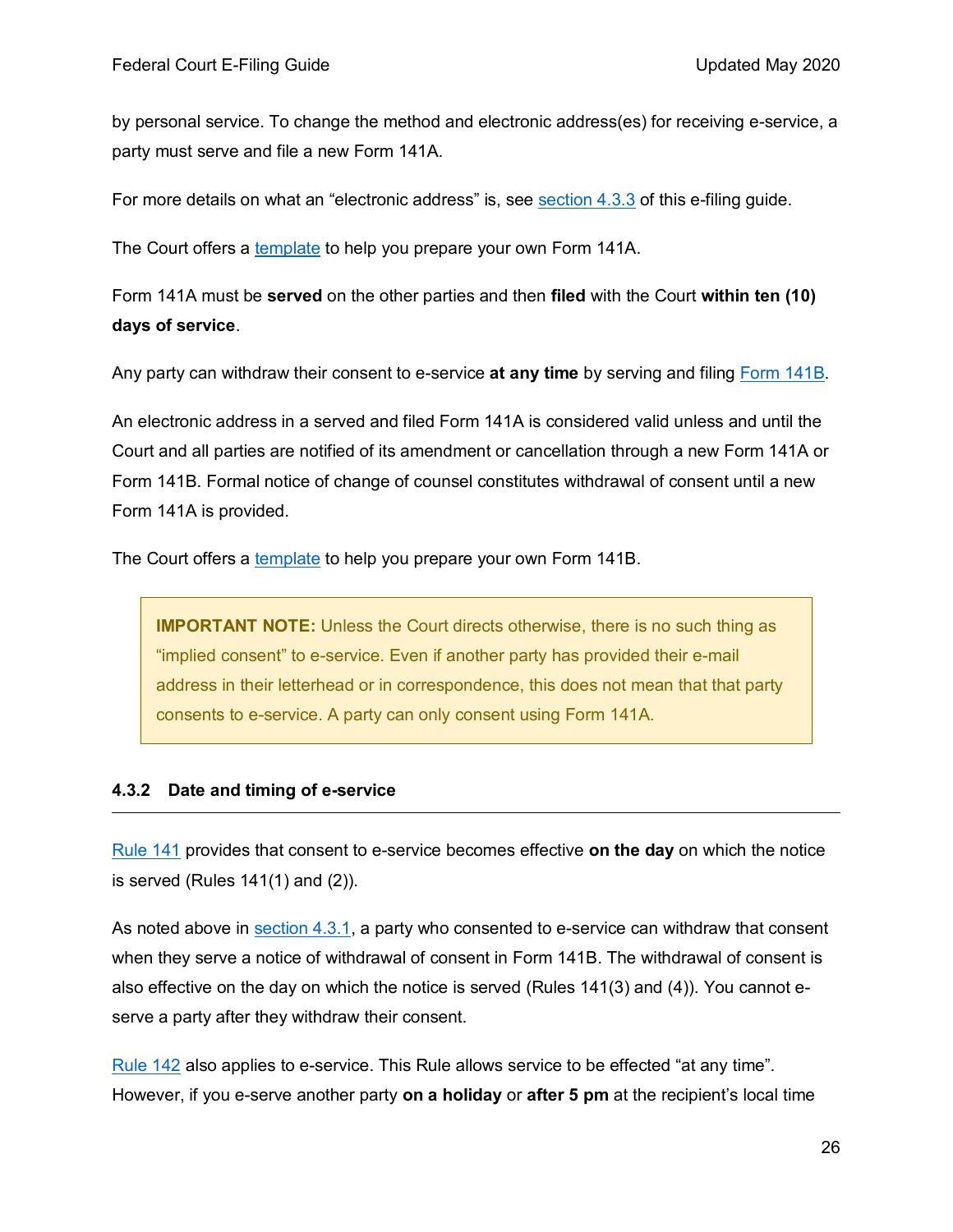by personal service. To change the method and electronic address(es) for receiving e-service, a party must serve and file a new Form 141A.

For more details on what an "electronic address" is, see section 4.3.3 of this e-filing guide.

The Court offers a template to help you prepare your own Form 141A.

Form 141A must be **served** on the other parties and then **filed** with the Court **within ten (10) days of service**.

Any party can withdraw their consent to e-service **at any time** by serving and filing Form 141B.

An electronic address in a served and filed Form 141A is considered valid unless and until the Court and all parties are notified of its amendment or cancellation through a new Form 141A or Form 141B. Formal notice of change of counsel constitutes withdrawal of consent until a new Form 141A is provided.

The Court offers a template to help you prepare your own Form 141B.

> **IMPORTANT NOTE:** Unless the Court directs otherwise, there is no such thing as "implied consent" to e-service. Even if another party has provided their e-mail address in their letterhead or in correspondence, this does not mean that that party consents to e-service. A party can only consent using Form 141A.

### 4.3.2 Date and timing of e-service

Rule 141 provides that consent to e-service becomes effective **on the day** on which the notice is served (Rules 141(1) and (2)).

As noted above in section 4.3.1, a party who consented to e-service can withdraw that consent when they serve a notice of withdrawal of consent in Form 141B. The withdrawal of consent is also effective on the day on which the notice is served (Rules 141(3) and (4)). You cannot e-serve a party after they withdraw their consent.

Rule 142 also applies to e-service. This Rule allows service to be effected "at any time". However, if you e-serve another party **on a holiday** or **after 5 pm** at the recipient's local time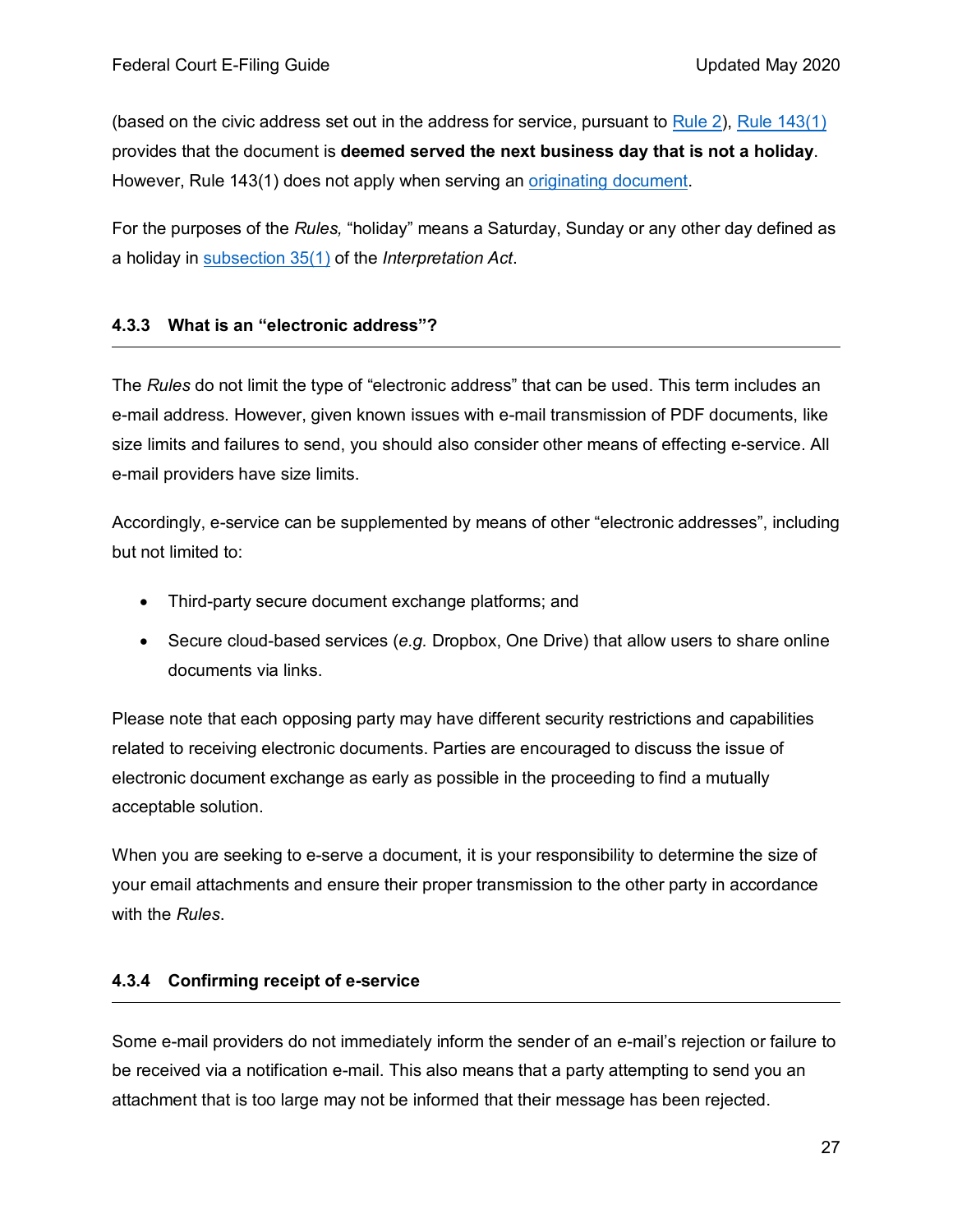(based on the civic address set out in the address for service, pursuant to Rule 2), Rule 143(1) provides that the document is **deemed served the next business day that is not a holiday**. However, Rule 143(1) does not apply when serving an originating document.

For the purposes of the *Rules,* "holiday" means a Saturday, Sunday or any other day defined as a holiday in subsection 35(1) of the *Interpretation Act*.

### 4.3.3 What is an "electronic address"?

The *Rules* do not limit the type of "electronic address" that can be used. This term includes an e-mail address. However, given known issues with e-mail transmission of PDF documents, like size limits and failures to send, you should also consider other means of effecting e-service. All e-mail providers have size limits.

Accordingly, e-service can be supplemented by means of other "electronic addresses", including but not limited to:

- Third-party secure document exchange platforms; and
- Secure cloud-based services (*e.g.* Dropbox, One Drive) that allow users to share online documents via links.

Please note that each opposing party may have different security restrictions and capabilities related to receiving electronic documents. Parties are encouraged to discuss the issue of electronic document exchange as early as possible in the proceeding to find a mutually acceptable solution.

When you are seeking to e-serve a document, it is your responsibility to determine the size of your email attachments and ensure their proper transmission to the other party in accordance with the *Rules*.

### 4.3.4 Confirming receipt of e-service

Some e-mail providers do not immediately inform the sender of an e-mail's rejection or failure to be received via a notification e-mail. This also means that a party attempting to send you an attachment that is too large may not be informed that their message has been rejected.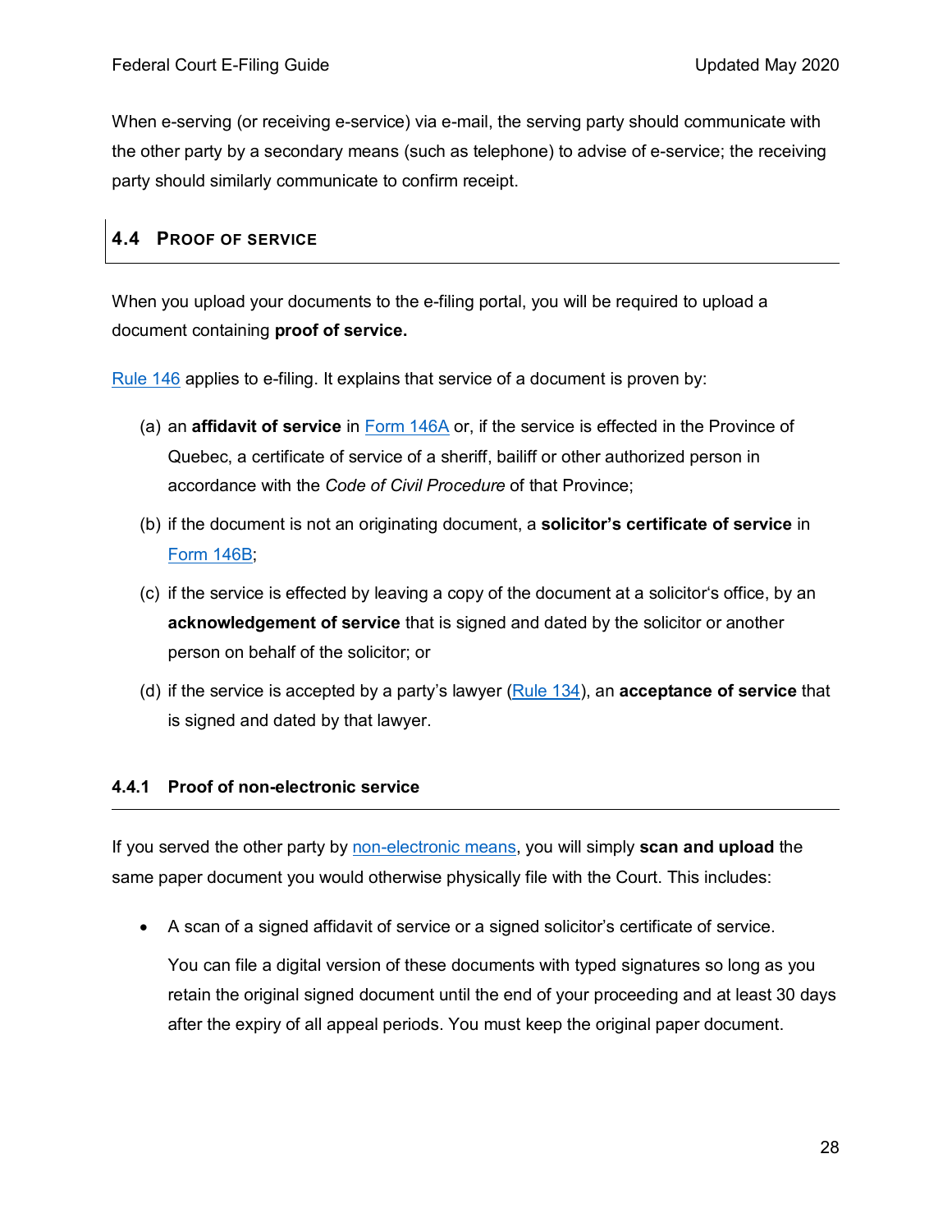When e-serving (or receiving e-service) via e-mail, the serving party should communicate with the other party by a secondary means (such as telephone) to advise of e-service; the receiving party should similarly communicate to confirm receipt.

## 4.4 Proof of Service

When you upload your documents to the e-filing portal, you will be required to upload a document containing **proof of service.**

Rule 146 applies to e-filing. It explains that service of a document is proven by:

(a) an **affidavit of service** in Form 146A or, if the service is effected in the Province of Quebec, a certificate of service of a sheriff, bailiff or other authorized person in accordance with the *Code of Civil Procedure* of that Province;

(b) if the document is not an originating document, a **solicitor's certificate of service** in Form 146B;

(c) if the service is effected by leaving a copy of the document at a solicitor's office, by an **acknowledgement of service** that is signed and dated by the solicitor or another person on behalf of the solicitor; or

(d) if the service is accepted by a party's lawyer (Rule 134), an **acceptance of service** that is signed and dated by that lawyer.

### 4.4.1 Proof of non-electronic service

If you served the other party by non-electronic means, you will simply **scan and upload** the same paper document you would otherwise physically file with the Court. This includes:

- A scan of a signed affidavit of service or a signed solicitor's certificate of service.

  You can file a digital version of these documents with typed signatures so long as you retain the original signed document until the end of your proceeding and at least 30 days after the expiry of all appeal periods. You must keep the original paper document.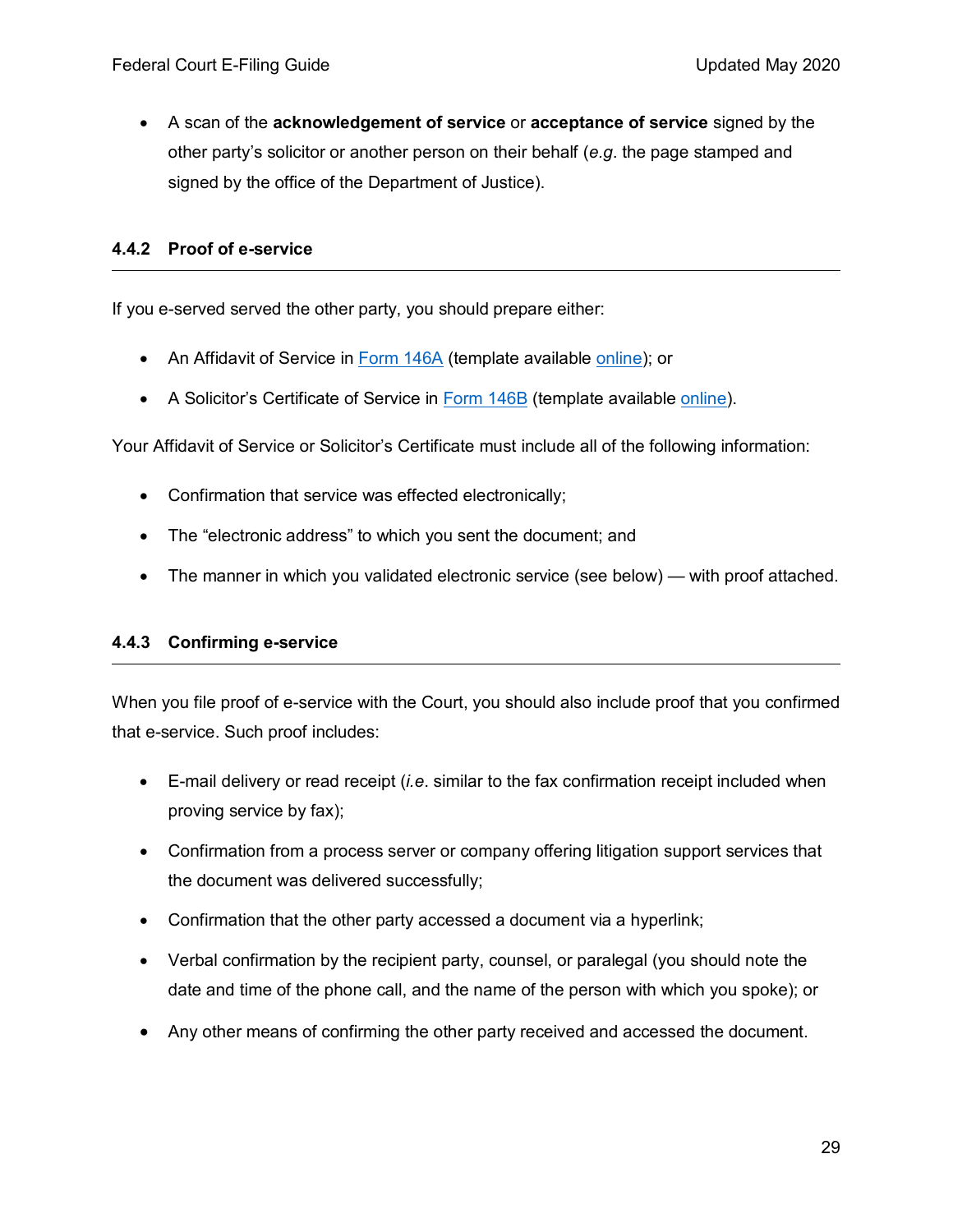- A scan of the **acknowledgement of service** or **acceptance of service** signed by the other party's solicitor or another person on their behalf (*e.g*. the page stamped and signed by the office of the Department of Justice).

### 4.4.2 Proof of e-service

If you e-served served the other party, you should prepare either:

- An Affidavit of Service in Form 146A (template available online); or
- A Solicitor's Certificate of Service in Form 146B (template available online).

Your Affidavit of Service or Solicitor's Certificate must include all of the following information:

- Confirmation that service was effected electronically;
- The "electronic address" to which you sent the document; and
- The manner in which you validated electronic service (see below) — with proof attached.

### 4.4.3 Confirming e-service

When you file proof of e-service with the Court, you should also include proof that you confirmed that e-service. Such proof includes:

- E-mail delivery or read receipt (*i.e*. similar to the fax confirmation receipt included when proving service by fax);
- Confirmation from a process server or company offering litigation support services that the document was delivered successfully;
- Confirmation that the other party accessed a document via a hyperlink;
- Verbal confirmation by the recipient party, counsel, or paralegal (you should note the date and time of the phone call, and the name of the person with which you spoke); or
- Any other means of confirming the other party received and accessed the document.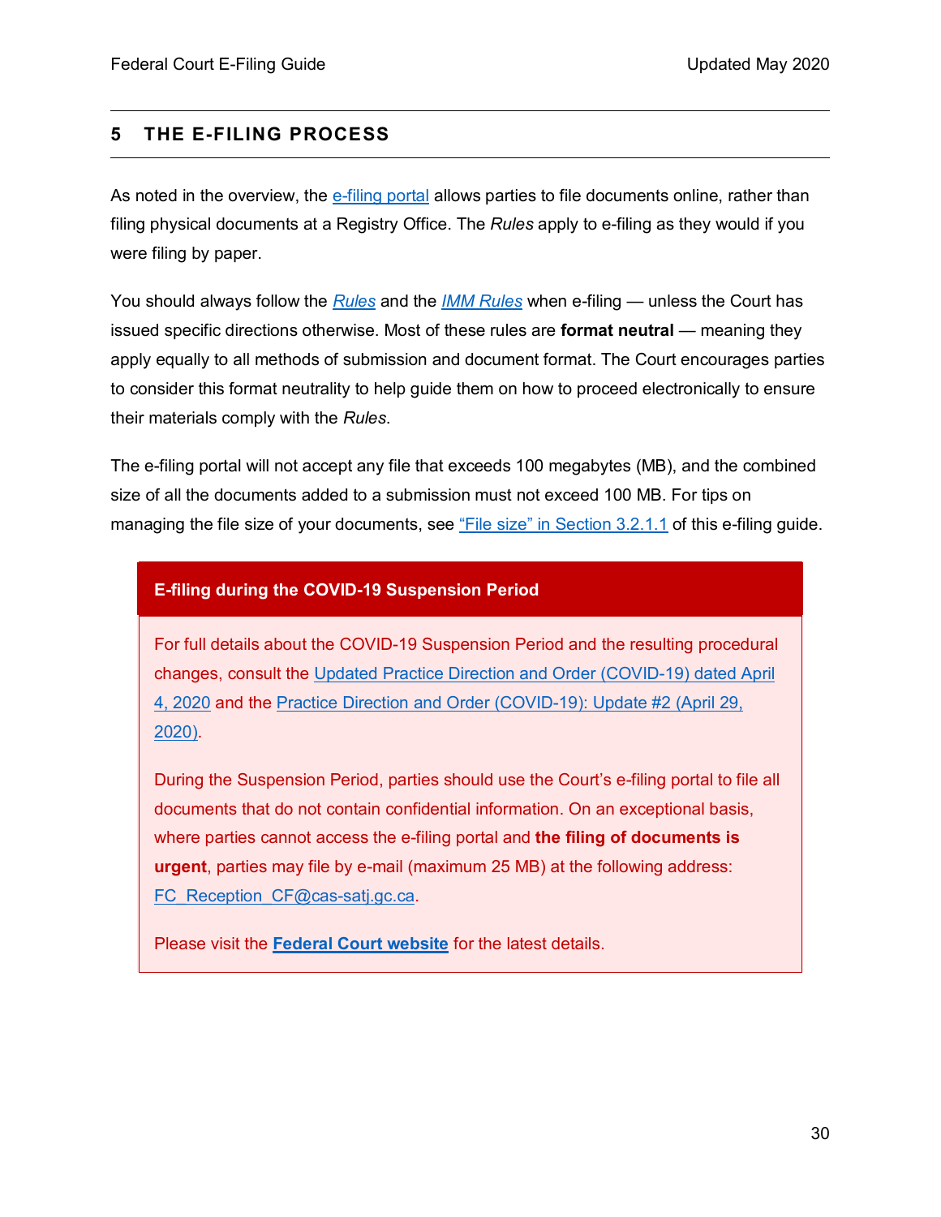## 5 THE E-FILING PROCESS

As noted in the overview, the e-filing portal allows parties to file documents online, rather than filing physical documents at a Registry Office. The *Rules* apply to e-filing as they would if you were filing by paper.

You should always follow the *Rules* and the *IMM Rules* when e-filing — unless the Court has issued specific directions otherwise. Most of these rules are **format neutral** — meaning they apply equally to all methods of submission and document format. The Court encourages parties to consider this format neutrality to help guide them on how to proceed electronically to ensure their materials comply with the *Rules*.

The e-filing portal will not accept any file that exceeds 100 megabytes (MB), and the combined size of all the documents added to a submission must not exceed 100 MB. For tips on managing the file size of your documents, see "File size" in Section 3.2.1.1 of this e-filing guide.

> **E-filing during the COVID-19 Suspension Period**
>
> For full details about the COVID-19 Suspension Period and the resulting procedural changes, consult the Updated Practice Direction and Order (COVID-19) dated April 4, 2020 and the Practice Direction and Order (COVID-19): Update #2 (April 29, 2020).
>
> During the Suspension Period, parties should use the Court's e-filing portal to file all documents that do not contain confidential information. On an exceptional basis, where parties cannot access the e-filing portal and **the filing of documents is urgent**, parties may file by e-mail (maximum 25 MB) at the following address: FC_Reception_CF@cas-satj.gc.ca.
>
> Please visit the **Federal Court website** for the latest details.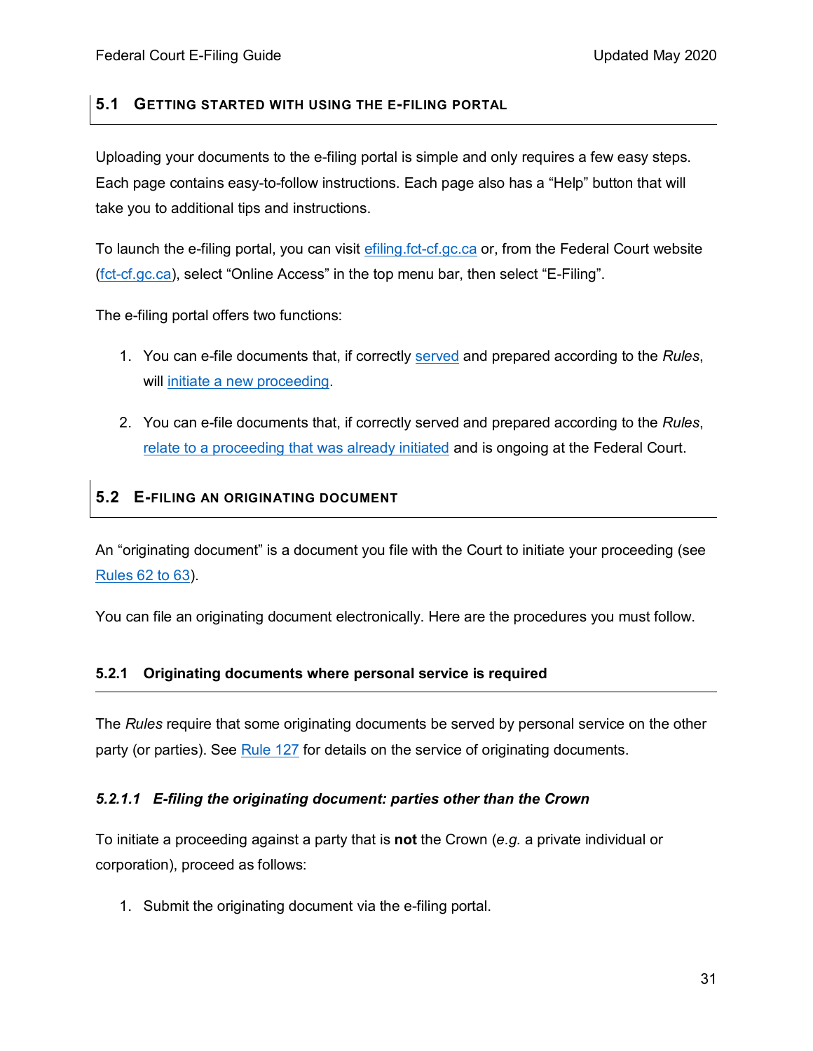## 5.1 Getting started with using the e-filing portal

Uploading your documents to the e-filing portal is simple and only requires a few easy steps. Each page contains easy-to-follow instructions. Each page also has a "Help" button that will take you to additional tips and instructions.

To launch the e-filing portal, you can visit efiling.fct-cf.gc.ca or, from the Federal Court website (fct-cf.gc.ca), select "Online Access" in the top menu bar, then select "E-Filing".

The e-filing portal offers two functions:

1. You can e-file documents that, if correctly served and prepared according to the *Rules*, will initiate a new proceeding.
2. You can e-file documents that, if correctly served and prepared according to the *Rules*, relate to a proceeding that was already initiated and is ongoing at the Federal Court.

## 5.2 E-filing an originating document

An "originating document" is a document you file with the Court to initiate your proceeding (see Rules 62 to 63).

You can file an originating document electronically. Here are the procedures you must follow.

### 5.2.1 Originating documents where personal service is required

The *Rules* require that some originating documents be served by personal service on the other party (or parties). See Rule 127 for details on the service of originating documents.

#### *5.2.1.1 E-filing the originating document: parties other than the Crown*

To initiate a proceeding against a party that is **not** the Crown (*e.g.* a private individual or corporation), proceed as follows:

1. Submit the originating document via the e-filing portal.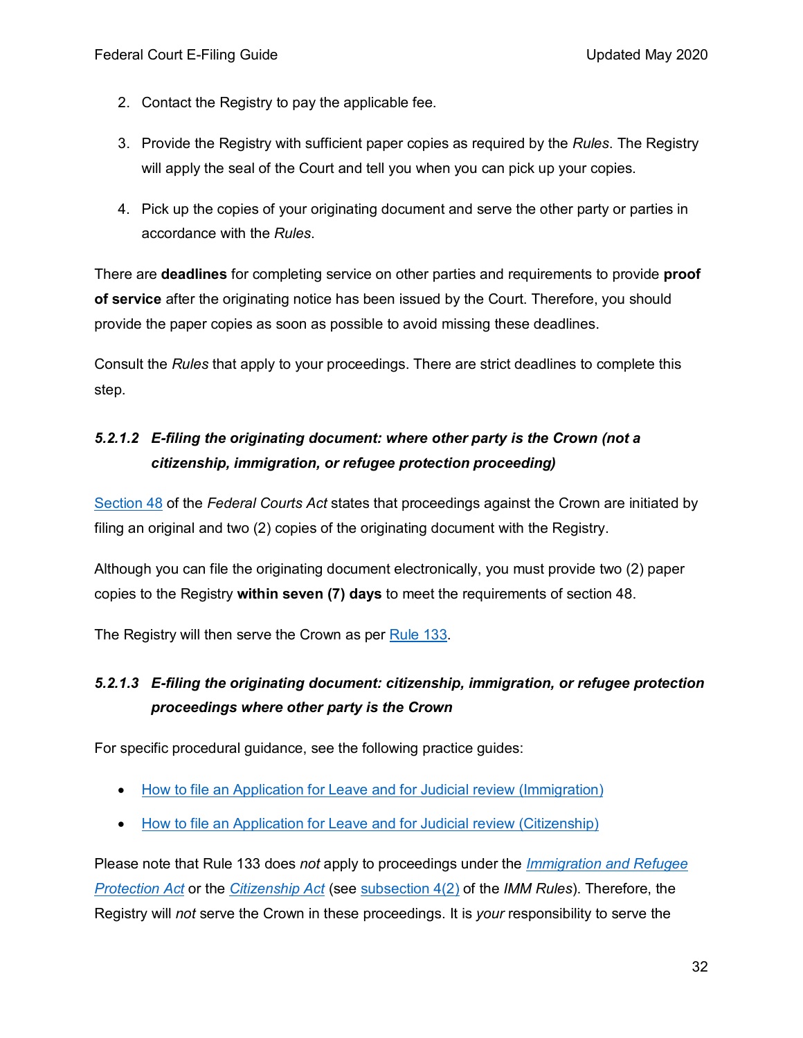2. Contact the Registry to pay the applicable fee.

3. Provide the Registry with sufficient paper copies as required by the *Rules*. The Registry will apply the seal of the Court and tell you when you can pick up your copies.

4. Pick up the copies of your originating document and serve the other party or parties in accordance with the *Rules*.

There are **deadlines** for completing service on other parties and requirements to provide **proof of service** after the originating notice has been issued by the Court. Therefore, you should provide the paper copies as soon as possible to avoid missing these deadlines.

Consult the *Rules* that apply to your proceedings. There are strict deadlines to complete this step.

#### *5.2.1.2 E-filing the originating document: where other party is the Crown (not a citizenship, immigration, or refugee protection proceeding)*

Section 48 of the *Federal Courts Act* states that proceedings against the Crown are initiated by filing an original and two (2) copies of the originating document with the Registry.

Although you can file the originating document electronically, you must provide two (2) paper copies to the Registry **within seven (7) days** to meet the requirements of section 48.

The Registry will then serve the Crown as per Rule 133.

#### *5.2.1.3 E-filing the originating document: citizenship, immigration, or refugee protection proceedings where other party is the Crown*

For specific procedural guidance, see the following practice guides:

- How to file an Application for Leave and for Judicial review (Immigration)
- How to file an Application for Leave and for Judicial review (Citizenship)

Please note that Rule 133 does *not* apply to proceedings under the *Immigration and Refugee Protection Act* or the *Citizenship Act* (see subsection 4(2) of the *IMM Rules*). Therefore, the Registry will *not* serve the Crown in these proceedings. It is *your* responsibility to serve the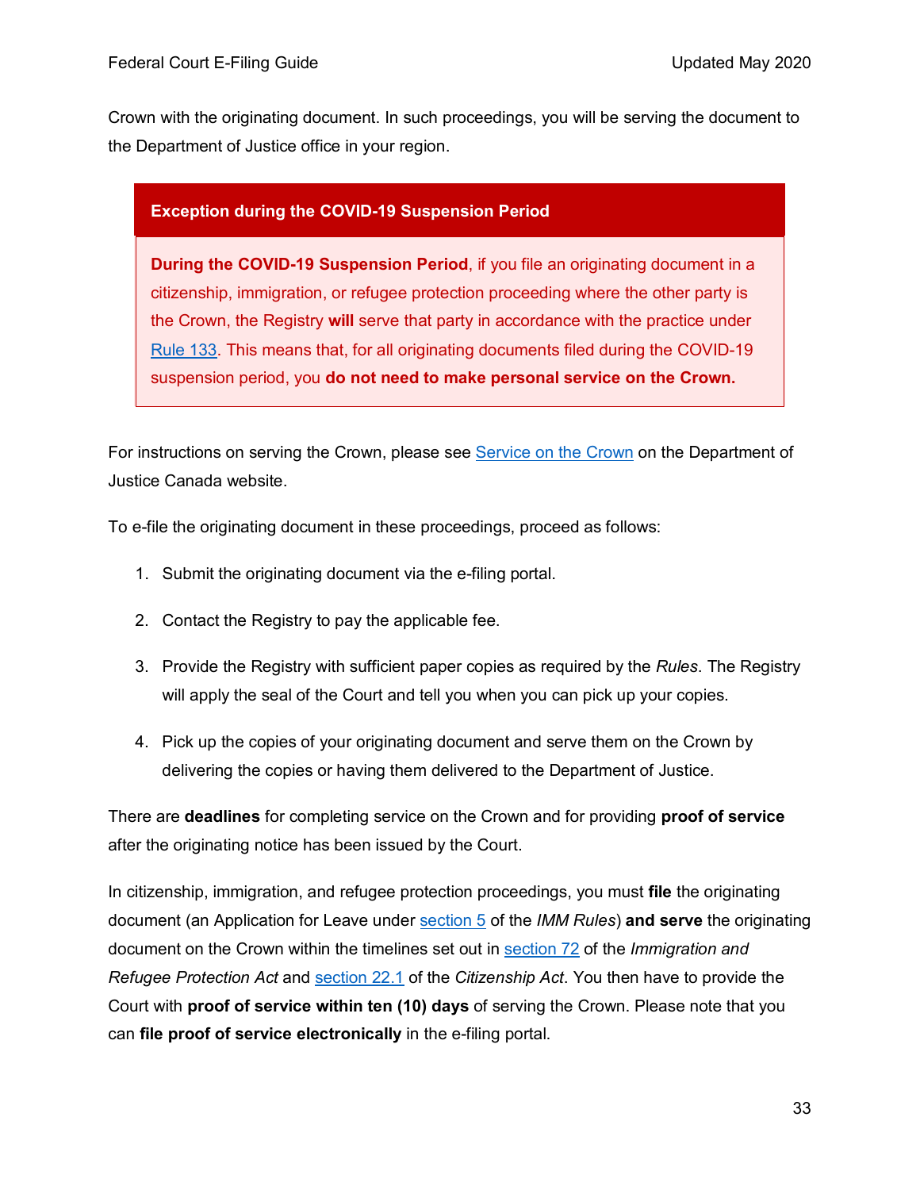Crown with the originating document. In such proceedings, you will be serving the document to the Department of Justice office in your region.

> **Exception during the COVID-19 Suspension Period**
>
> **During the COVID-19 Suspension Period**, if you file an originating document in a citizenship, immigration, or refugee protection proceeding where the other party is the Crown, the Registry **will** serve that party in accordance with the practice under Rule 133. This means that, for all originating documents filed during the COVID-19 suspension period, you **do not need to make personal service on the Crown.**

For instructions on serving the Crown, please see Service on the Crown on the Department of Justice Canada website.

To e-file the originating document in these proceedings, proceed as follows:

1. Submit the originating document via the e-filing portal.
2. Contact the Registry to pay the applicable fee.
3. Provide the Registry with sufficient paper copies as required by the *Rules*. The Registry will apply the seal of the Court and tell you when you can pick up your copies.
4. Pick up the copies of your originating document and serve them on the Crown by delivering the copies or having them delivered to the Department of Justice.

There are **deadlines** for completing service on the Crown and for providing **proof of service** after the originating notice has been issued by the Court.

In citizenship, immigration, and refugee protection proceedings, you must **file** the originating document (an Application for Leave under section 5 of the *IMM Rules*) **and serve** the originating document on the Crown within the timelines set out in section 72 of the *Immigration and Refugee Protection Act* and section 22.1 of the *Citizenship Act*. You then have to provide the Court with **proof of service within ten (10) days** of serving the Crown. Please note that you can **file proof of service electronically** in the e-filing portal.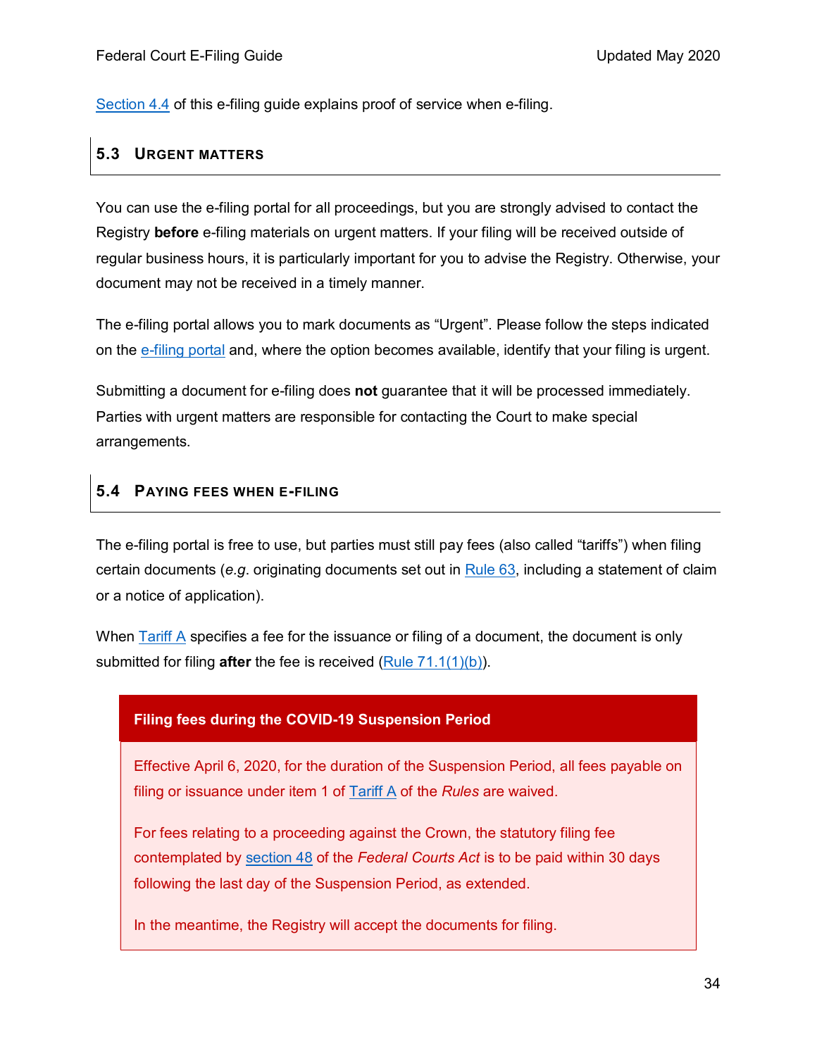Section 4.4 of this e-filing guide explains proof of service when e-filing.

### 5.3 Urgent Matters

You can use the e-filing portal for all proceedings, but you are strongly advised to contact the Registry **before** e-filing materials on urgent matters. If your filing will be received outside of regular business hours, it is particularly important for you to advise the Registry. Otherwise, your document may not be received in a timely manner.

The e-filing portal allows you to mark documents as "Urgent". Please follow the steps indicated on the e-filing portal and, where the option becomes available, identify that your filing is urgent.

Submitting a document for e-filing does **not** guarantee that it will be processed immediately. Parties with urgent matters are responsible for contacting the Court to make special arrangements.

### 5.4 Paying Fees When E-Filing

The e-filing portal is free to use, but parties must still pay fees (also called "tariffs") when filing certain documents (*e.g*. originating documents set out in Rule 63, including a statement of claim or a notice of application).

When Tariff A specifies a fee for the issuance or filing of a document, the document is only submitted for filing **after** the fee is received (Rule 71.1(1)(b)).

**Filing fees during the COVID-19 Suspension Period**

Effective April 6, 2020, for the duration of the Suspension Period, all fees payable on filing or issuance under item 1 of Tariff A of the *Rules* are waived.

For fees relating to a proceeding against the Crown, the statutory filing fee contemplated by section 48 of the *Federal Courts Act* is to be paid within 30 days following the last day of the Suspension Period, as extended.

In the meantime, the Registry will accept the documents for filing.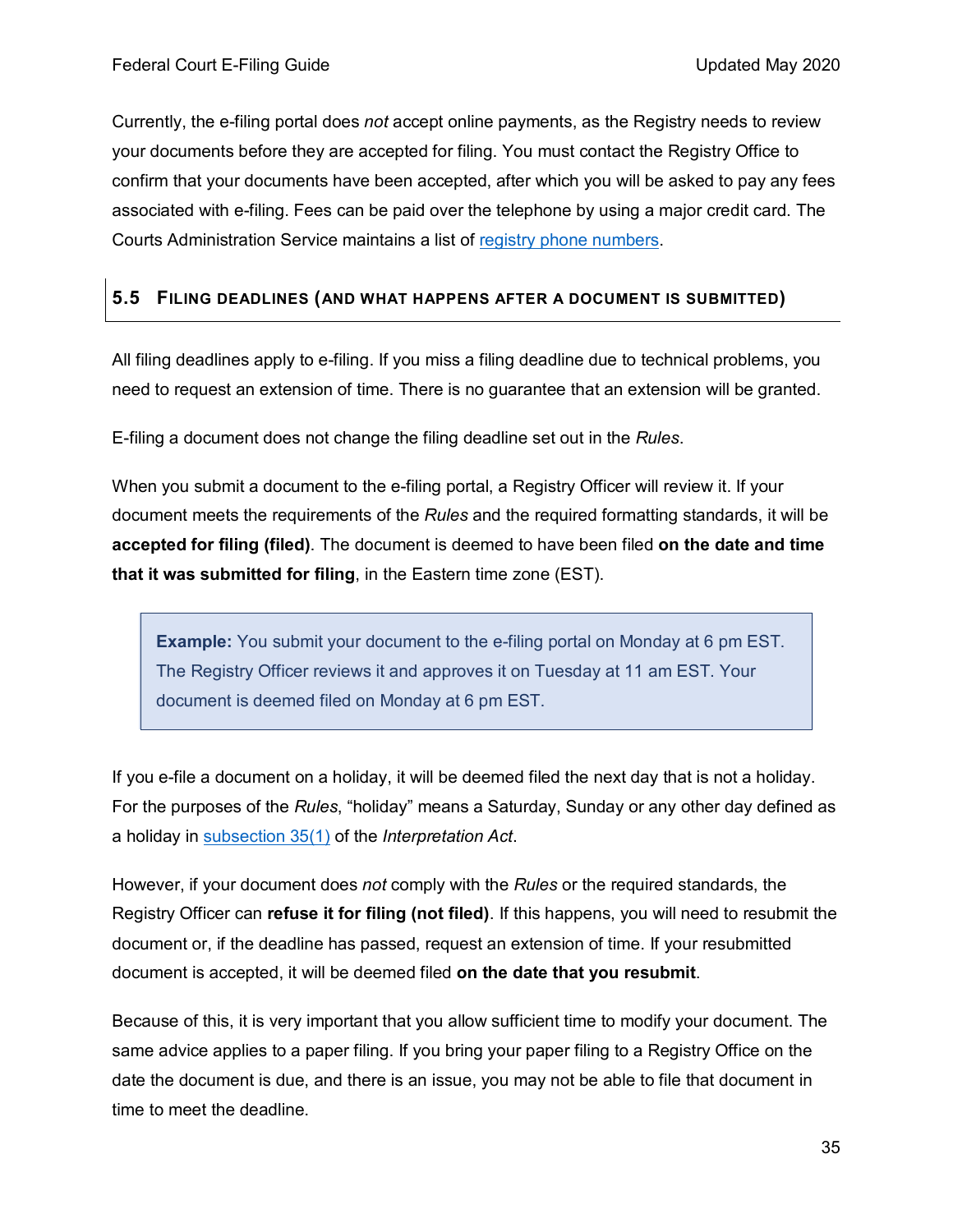Currently, the e-filing portal does *not* accept online payments, as the Registry needs to review your documents before they are accepted for filing. You must contact the Registry Office to confirm that your documents have been accepted, after which you will be asked to pay any fees associated with e-filing. Fees can be paid over the telephone by using a major credit card. The Courts Administration Service maintains a list of [registry phone numbers](#).

## 5.5 Filing Deadlines (and what happens after a document is submitted)

All filing deadlines apply to e-filing. If you miss a filing deadline due to technical problems, you need to request an extension of time. There is no guarantee that an extension will be granted.

E-filing a document does not change the filing deadline set out in the *Rules*.

When you submit a document to the e-filing portal, a Registry Officer will review it. If your document meets the requirements of the *Rules* and the required formatting standards, it will be **accepted for filing (filed)**. The document is deemed to have been filed **on the date and time that it was submitted for filing**, in the Eastern time zone (EST).

> **Example:** You submit your document to the e-filing portal on Monday at 6 pm EST. The Registry Officer reviews it and approves it on Tuesday at 11 am EST. Your document is deemed filed on Monday at 6 pm EST.

If you e-file a document on a holiday, it will be deemed filed the next day that is not a holiday. For the purposes of the *Rules*, "holiday" means a Saturday, Sunday or any other day defined as a holiday in [subsection 35(1)](#) of the *Interpretation Act*.

However, if your document does *not* comply with the *Rules* or the required standards, the Registry Officer can **refuse it for filing (not filed)**. If this happens, you will need to resubmit the document or, if the deadline has passed, request an extension of time. If your resubmitted document is accepted, it will be deemed filed **on the date that you resubmit**.

Because of this, it is very important that you allow sufficient time to modify your document. The same advice applies to a paper filing. If you bring your paper filing to a Registry Office on the date the document is due, and there is an issue, you may not be able to file that document in time to meet the deadline.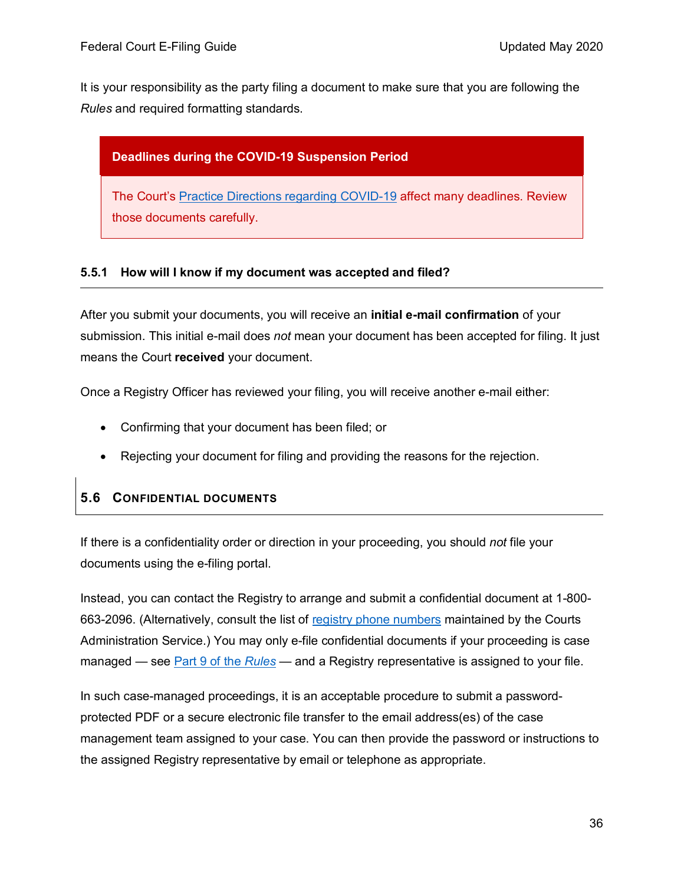It is your responsibility as the party filing a document to make sure that you are following the *Rules* and required formatting standards.

> **Deadlines during the COVID-19 Suspension Period**
>
> The Court's Practice Directions regarding COVID-19 affect many deadlines. Review those documents carefully.

### 5.5.1 How will I know if my document was accepted and filed?

After you submit your documents, you will receive an **initial e-mail confirmation** of your submission. This initial e-mail does *not* mean your document has been accepted for filing. It just means the Court **received** your document.

Once a Registry Officer has reviewed your filing, you will receive another e-mail either:

- Confirming that your document has been filed; or
- Rejecting your document for filing and providing the reasons for the rejection.

## 5.6 Confidential Documents

If there is a confidentiality order or direction in your proceeding, you should *not* file your documents using the e-filing portal.

Instead, you can contact the Registry to arrange and submit a confidential document at 1-800-663-2096. (Alternatively, consult the list of registry phone numbers maintained by the Courts Administration Service.) You may only e-file confidential documents if your proceeding is case managed — see Part 9 of the *Rules* — and a Registry representative is assigned to your file.

In such case-managed proceedings, it is an acceptable procedure to submit a password-protected PDF or a secure electronic file transfer to the email address(es) of the case management team assigned to your case. You can then provide the password or instructions to the assigned Registry representative by email or telephone as appropriate.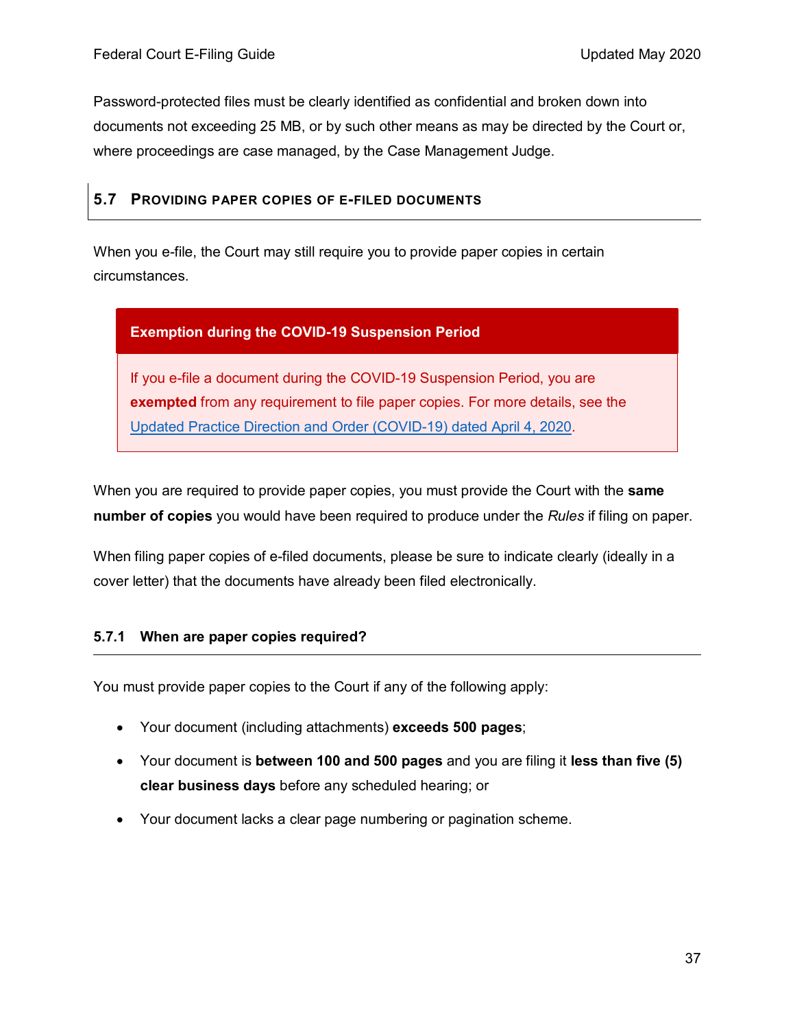Password-protected files must be clearly identified as confidential and broken down into documents not exceeding 25 MB, or by such other means as may be directed by the Court or, where proceedings are case managed, by the Case Management Judge.

## 5.7 Providing paper copies of e-filed documents

When you e-file, the Court may still require you to provide paper copies in certain circumstances.

> **Exemption during the COVID-19 Suspension Period**
>
> If you e-file a document during the COVID-19 Suspension Period, you are **exempted** from any requirement to file paper copies. For more details, see the Updated Practice Direction and Order (COVID-19) dated April 4, 2020.

When you are required to provide paper copies, you must provide the Court with the **same number of copies** you would have been required to produce under the *Rules* if filing on paper.

When filing paper copies of e-filed documents, please be sure to indicate clearly (ideally in a cover letter) that the documents have already been filed electronically.

### 5.7.1 When are paper copies required?

You must provide paper copies to the Court if any of the following apply:

- Your document (including attachments) **exceeds 500 pages**;
- Your document is **between 100 and 500 pages** and you are filing it **less than five (5) clear business days** before any scheduled hearing; or
- Your document lacks a clear page numbering or pagination scheme.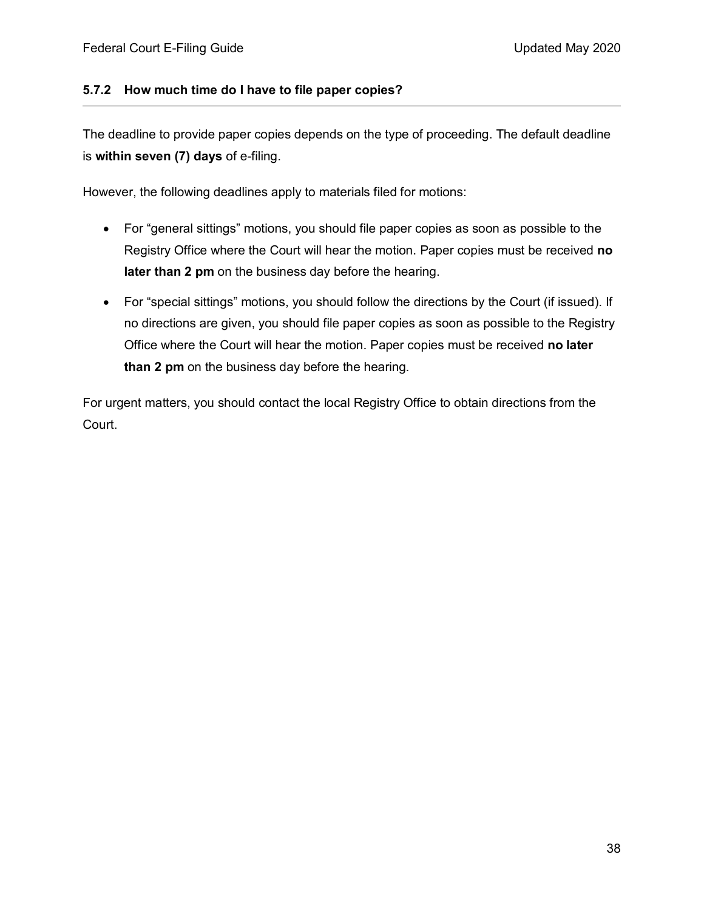### 5.7.2 How much time do I have to file paper copies?

The deadline to provide paper copies depends on the type of proceeding. The default deadline is **within seven (7) days** of e-filing.

However, the following deadlines apply to materials filed for motions:

- For "general sittings" motions, you should file paper copies as soon as possible to the Registry Office where the Court will hear the motion. Paper copies must be received **no later than 2 pm** on the business day before the hearing.
- For "special sittings" motions, you should follow the directions by the Court (if issued). If no directions are given, you should file paper copies as soon as possible to the Registry Office where the Court will hear the motion. Paper copies must be received **no later than 2 pm** on the business day before the hearing.

For urgent matters, you should contact the local Registry Office to obtain directions from the Court.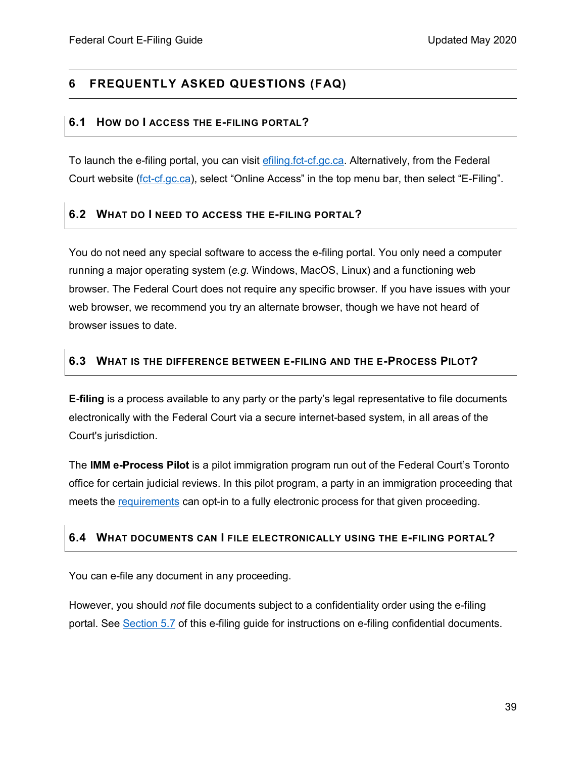# 6 FREQUENTLY ASKED QUESTIONS (FAQ)

## 6.1 How do I access the e-filing portal?

To launch the e-filing portal, you can visit efiling.fct-cf.gc.ca. Alternatively, from the Federal Court website (fct-cf.gc.ca), select "Online Access" in the top menu bar, then select "E-Filing".

## 6.2 What do I need to access the e-filing portal?

You do not need any special software to access the e-filing portal. You only need a computer running a major operating system (*e.g.* Windows, MacOS, Linux) and a functioning web browser. The Federal Court does not require any specific browser. If you have issues with your web browser, we recommend you try an alternate browser, though we have not heard of browser issues to date.

## 6.3 What is the difference between e-filing and the e-Process Pilot?

**E-filing** is a process available to any party or the party's legal representative to file documents electronically with the Federal Court via a secure internet-based system, in all areas of the Court's jurisdiction.

The **IMM e-Process Pilot** is a pilot immigration program run out of the Federal Court's Toronto office for certain judicial reviews. In this pilot program, a party in an immigration proceeding that meets the requirements can opt-in to a fully electronic process for that given proceeding.

## 6.4 What documents can I file electronically using the e-filing portal?

You can e-file any document in any proceeding.

However, you should *not* file documents subject to a confidentiality order using the e-filing portal. See Section 5.7 of this e-filing guide for instructions on e-filing confidential documents.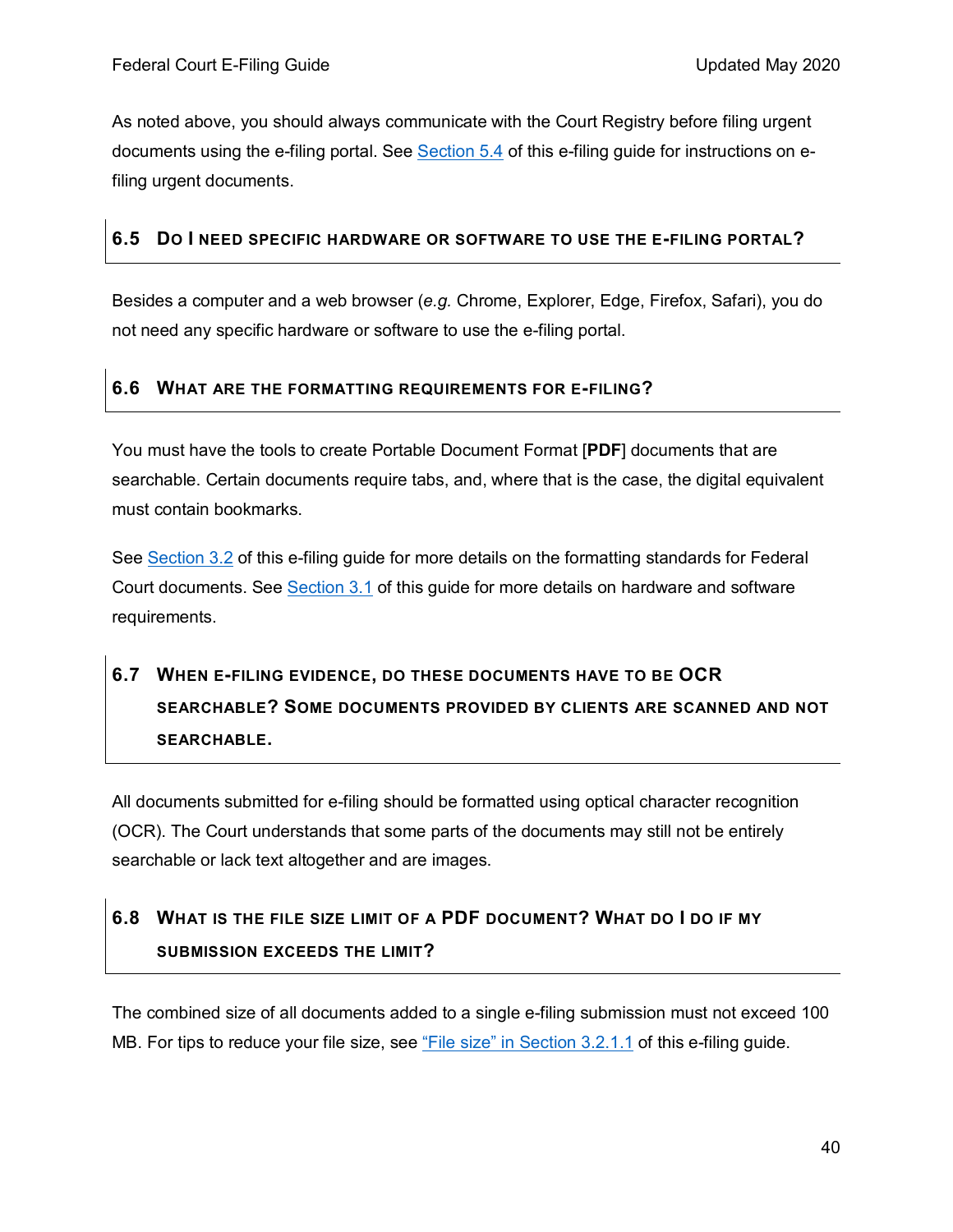As noted above, you should always communicate with the Court Registry before filing urgent documents using the e-filing portal. See [Section 5.4](#) of this e-filing guide for instructions on e-filing urgent documents.

## 6.5 Do I need specific hardware or software to use the e-filing portal?

Besides a computer and a web browser (*e.g.* Chrome, Explorer, Edge, Firefox, Safari), you do not need any specific hardware or software to use the e-filing portal.

## 6.6 What are the formatting requirements for e-filing?

You must have the tools to create Portable Document Format [**PDF**] documents that are searchable. Certain documents require tabs, and, where that is the case, the digital equivalent must contain bookmarks.

See [Section 3.2](#) of this e-filing guide for more details on the formatting standards for Federal Court documents. See [Section 3.1](#) of this guide for more details on hardware and software requirements.

## 6.7 When e-filing evidence, do these documents have to be OCR searchable? Some documents provided by clients are scanned and not searchable.

All documents submitted for e-filing should be formatted using optical character recognition (OCR). The Court understands that some parts of the documents may still not be entirely searchable or lack text altogether and are images.

## 6.8 What is the file size limit of a PDF document? What do I do if my submission exceeds the limit?

The combined size of all documents added to a single e-filing submission must not exceed 100 MB. For tips to reduce your file size, see ["File size" in Section 3.2.1.1](#) of this e-filing guide.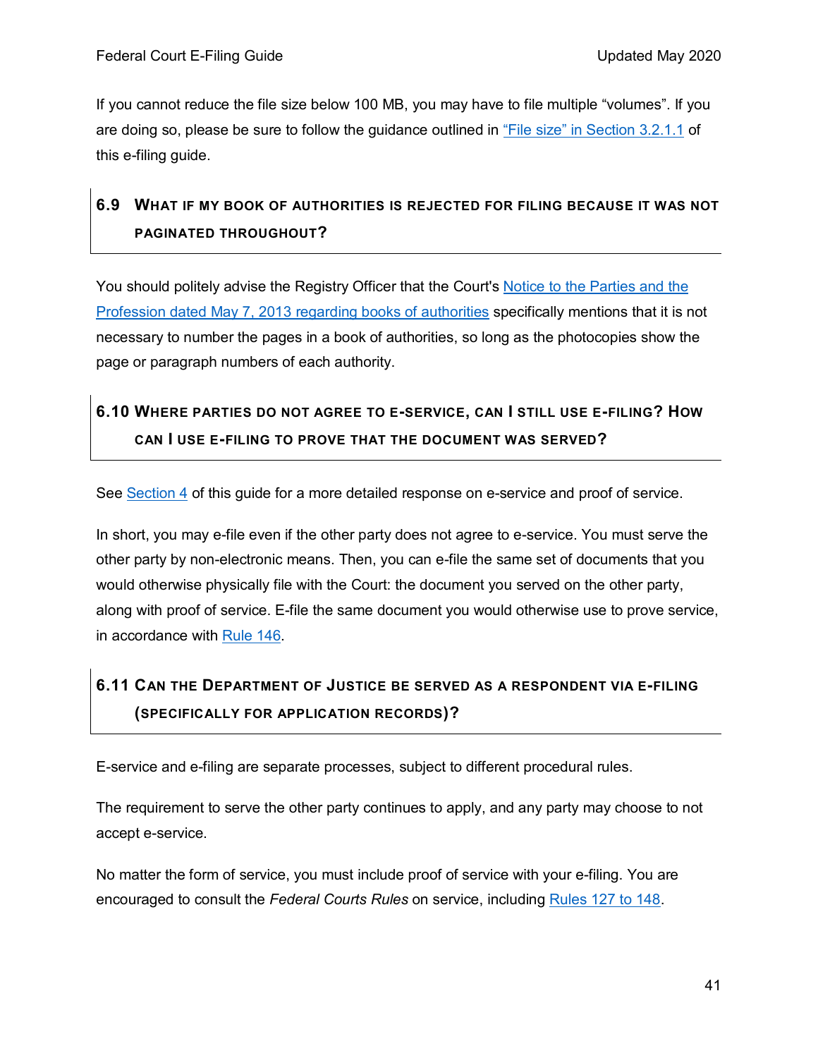If you cannot reduce the file size below 100 MB, you may have to file multiple "volumes". If you are doing so, please be sure to follow the guidance outlined in "File size" in Section 3.2.1.1 of this e-filing guide.

## 6.9 What if my book of authorities is rejected for filing because it was not paginated throughout?

You should politely advise the Registry Officer that the Court's Notice to the Parties and the Profession dated May 7, 2013 regarding books of authorities specifically mentions that it is not necessary to number the pages in a book of authorities, so long as the photocopies show the page or paragraph numbers of each authority.

## 6.10 Where parties do not agree to e-service, can I still use e-filing? How can I use e-filing to prove that the document was served?

See Section 4 of this guide for a more detailed response on e-service and proof of service.

In short, you may e-file even if the other party does not agree to e-service. You must serve the other party by non-electronic means. Then, you can e-file the same set of documents that you would otherwise physically file with the Court: the document you served on the other party, along with proof of service. E-file the same document you would otherwise use to prove service, in accordance with Rule 146.

## 6.11 Can the Department of Justice be served as a respondent via e-filing (specifically for application records)?

E-service and e-filing are separate processes, subject to different procedural rules.

The requirement to serve the other party continues to apply, and any party may choose to not accept e-service.

No matter the form of service, you must include proof of service with your e-filing. You are encouraged to consult the *Federal Courts Rules* on service, including Rules 127 to 148.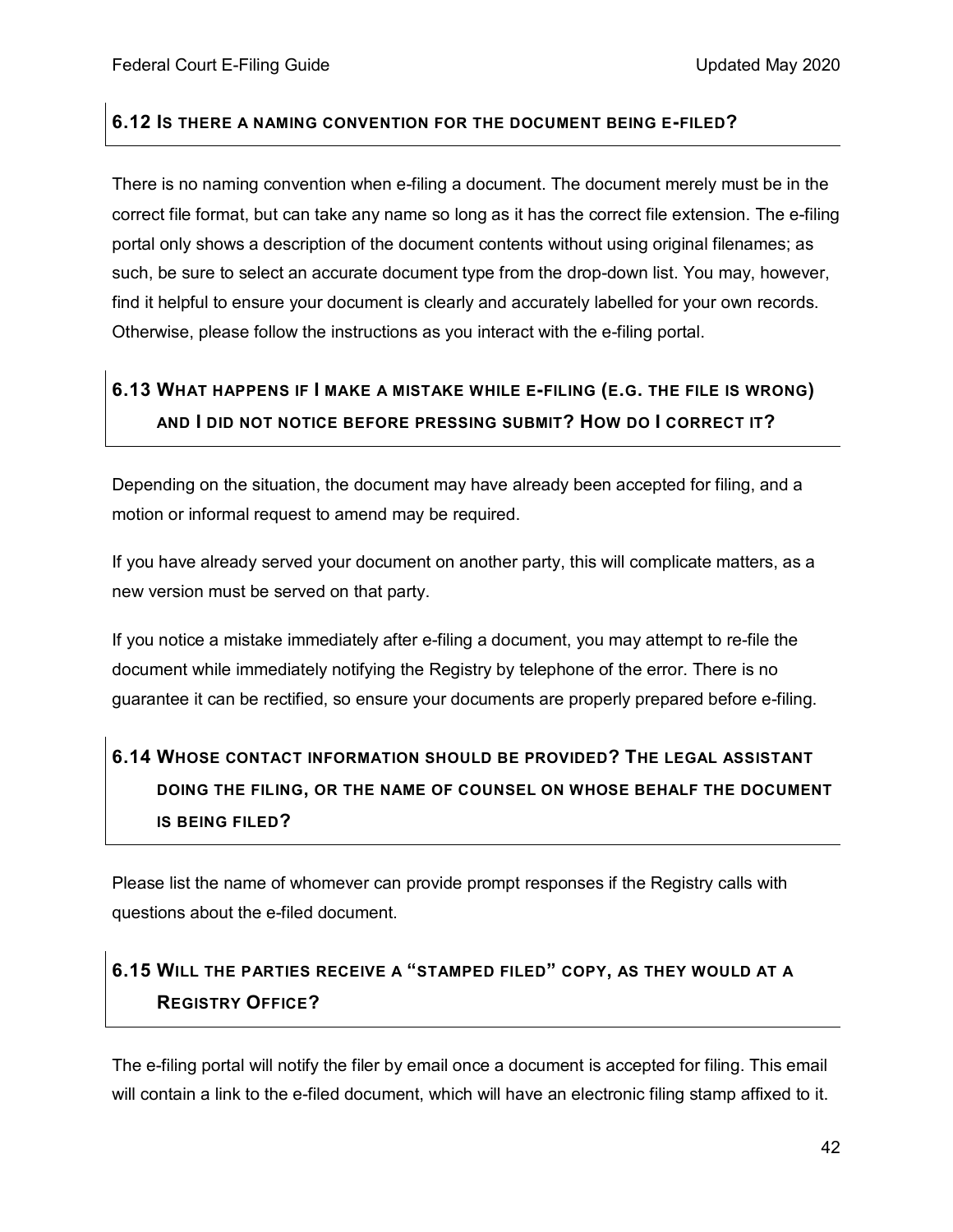### 6.12 Is there a naming convention for the document being e-filed?

There is no naming convention when e-filing a document. The document merely must be in the correct file format, but can take any name so long as it has the correct file extension. The e-filing portal only shows a description of the document contents without using original filenames; as such, be sure to select an accurate document type from the drop-down list. You may, however, find it helpful to ensure your document is clearly and accurately labelled for your own records. Otherwise, please follow the instructions as you interact with the e-filing portal.

### 6.13 What happens if I make a mistake while e-filing (e.g. the file is wrong) and I did not notice before pressing submit? How do I correct it?

Depending on the situation, the document may have already been accepted for filing, and a motion or informal request to amend may be required.

If you have already served your document on another party, this will complicate matters, as a new version must be served on that party.

If you notice a mistake immediately after e-filing a document, you may attempt to re-file the document while immediately notifying the Registry by telephone of the error. There is no guarantee it can be rectified, so ensure your documents are properly prepared before e-filing.

### 6.14 Whose contact information should be provided? The legal assistant doing the filing, or the name of counsel on whose behalf the document is being filed?

Please list the name of whomever can provide prompt responses if the Registry calls with questions about the e-filed document.

### 6.15 Will the parties receive a "stamped filed" copy, as they would at a Registry Office?

The e-filing portal will notify the filer by email once a document is accepted for filing. This email will contain a link to the e-filed document, which will have an electronic filing stamp affixed to it.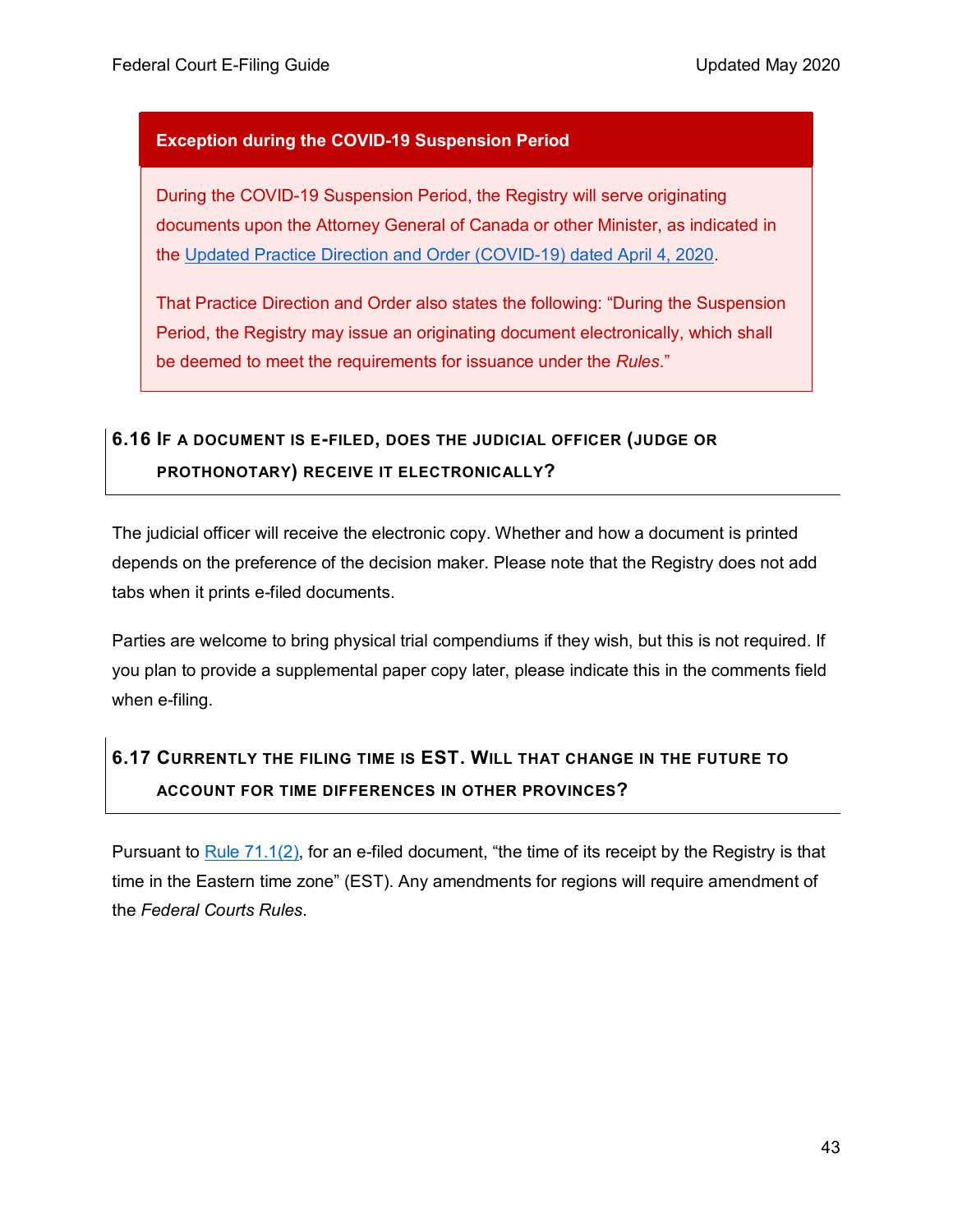**Exception during the COVID-19 Suspension Period**

During the COVID-19 Suspension Period, the Registry will serve originating documents upon the Attorney General of Canada or other Minister, as indicated in the Updated Practice Direction and Order (COVID-19) dated April 4, 2020.

That Practice Direction and Order also states the following: "During the Suspension Period, the Registry may issue an originating document electronically, which shall be deemed to meet the requirements for issuance under the *Rules*."

### 6.16 If a document is e-filed, does the judicial officer (judge or prothonotary) receive it electronically?

The judicial officer will receive the electronic copy. Whether and how a document is printed depends on the preference of the decision maker. Please note that the Registry does not add tabs when it prints e-filed documents.

Parties are welcome to bring physical trial compendiums if they wish, but this is not required. If you plan to provide a supplemental paper copy later, please indicate this in the comments field when e-filing.

### 6.17 Currently the filing time is EST. Will that change in the future to account for time differences in other provinces?

Pursuant to Rule 71.1(2), for an e-filed document, "the time of its receipt by the Registry is that time in the Eastern time zone" (EST). Any amendments for regions will require amendment of the *Federal Courts Rules*.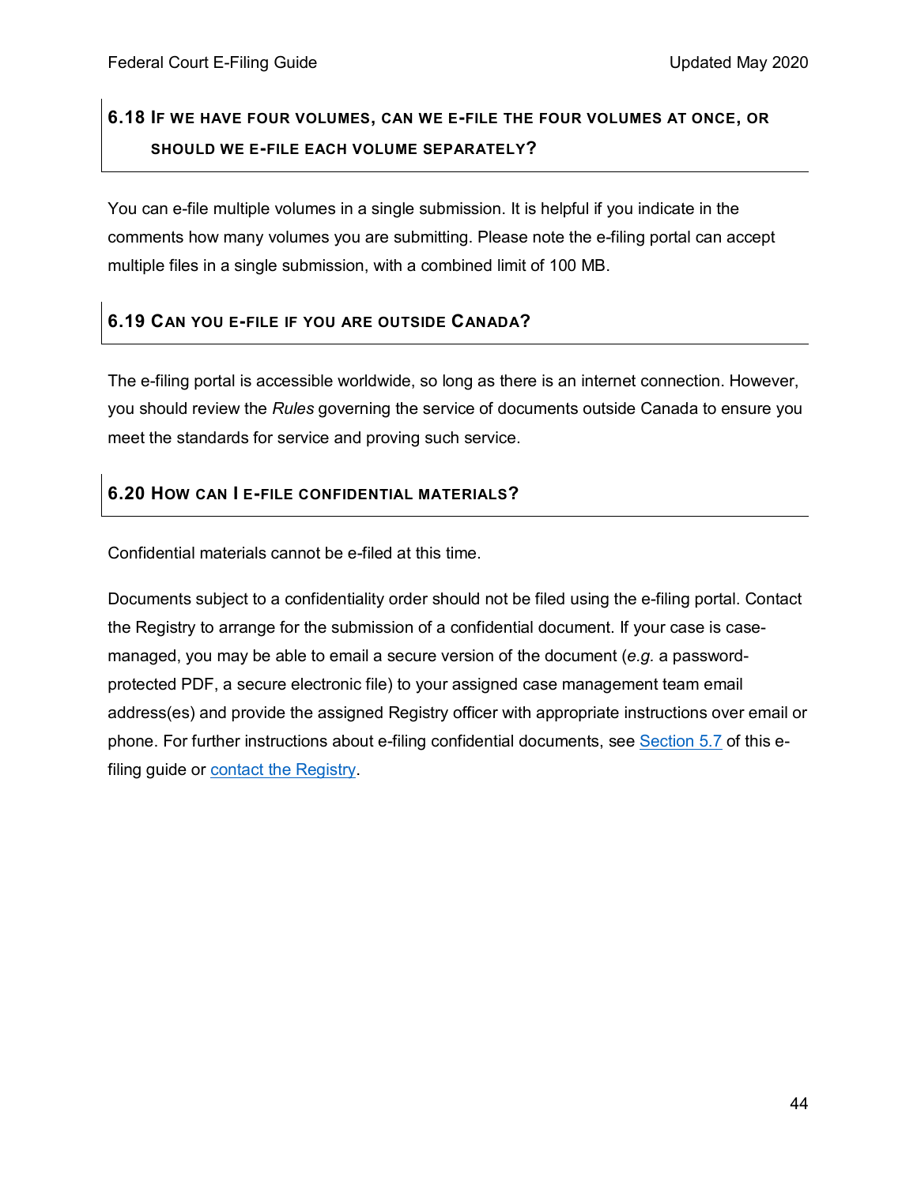### 6.18 If we have four volumes, can we e-file the four volumes at once, or should we e-file each volume separately?

You can e-file multiple volumes in a single submission. It is helpful if you indicate in the comments how many volumes you are submitting. Please note the e-filing portal can accept multiple files in a single submission, with a combined limit of 100 MB.

### 6.19 Can you e-file if you are outside Canada?

The e-filing portal is accessible worldwide, so long as there is an internet connection. However, you should review the *Rules* governing the service of documents outside Canada to ensure you meet the standards for service and proving such service.

### 6.20 How can I e-file confidential materials?

Confidential materials cannot be e-filed at this time.

Documents subject to a confidentiality order should not be filed using the e-filing portal. Contact the Registry to arrange for the submission of a confidential document. If your case is case-managed, you may be able to email a secure version of the document (*e.g.* a password-protected PDF, a secure electronic file) to your assigned case management team email address(es) and provide the assigned Registry officer with appropriate instructions over email or phone. For further instructions about e-filing confidential documents, see Section 5.7 of this e-filing guide or contact the Registry.